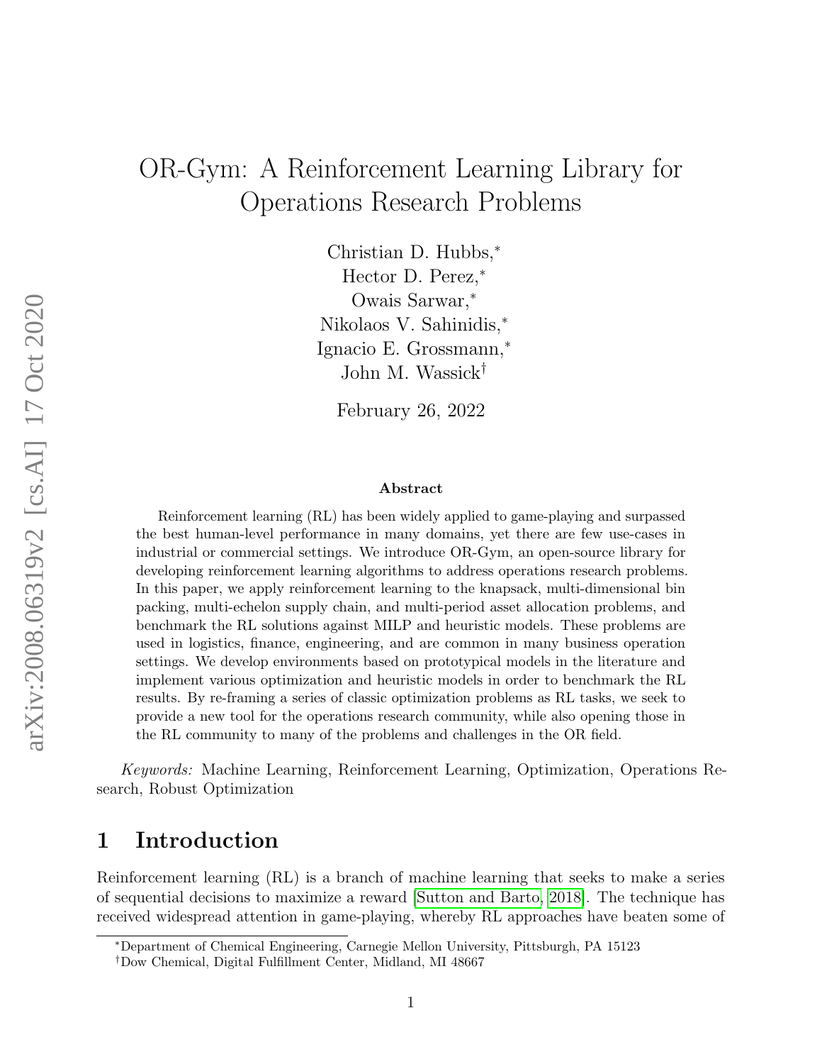# OR-Gym: A Reinforcement Learning Library for Operations Research Problems

Christian D. Hubbs,[*]
Hector D. Perez,[*]
Owais Sarwar,[*]
Nikolaos V. Sahinidis,[*]
Ignacio E. Grossmann,[*]
John M. Wassick[†]

February 26, 2022

### Abstract

Reinforcement learning (RL) has been widely applied to game-playing and surpassed the best human-level performance in many domains, yet there are few use-cases in industrial or commercial settings. We introduce OR-Gym, an open-source library for developing reinforcement learning algorithms to address operations research problems. In this paper, we apply reinforcement learning to the knapsack, multi-dimensional bin packing, multi-echelon supply chain, and multi-period asset allocation problems, and benchmark the RL solutions against MILP and heuristic models. These problems are used in logistics, finance, engineering, and are common in many business operation settings. We develop environments based on prototypical models in the literature and implement various optimization and heuristic models in order to benchmark the RL results. By re-framing a series of classic optimization problems as RL tasks, we seek to provide a new tool for the operations research community, while also opening those in the RL community to many of the problems and challenges in the OR field.

*Keywords:* Machine Learning, Reinforcement Learning, Optimization, Operations Research, Robust Optimization

## 1 Introduction

Reinforcement learning (RL) is a branch of machine learning that seeks to make a series of sequential decisions to maximize a reward [Sutton and Barto, 2018]. The technique has received widespread attention in game-playing, whereby RL approaches have beaten some of

[*]Department of Chemical Engineering, Carnegie Mellon University, Pittsburgh, PA 15123
[†]Dow Chemical, Digital Fulfillment Center, Midland, MI 48667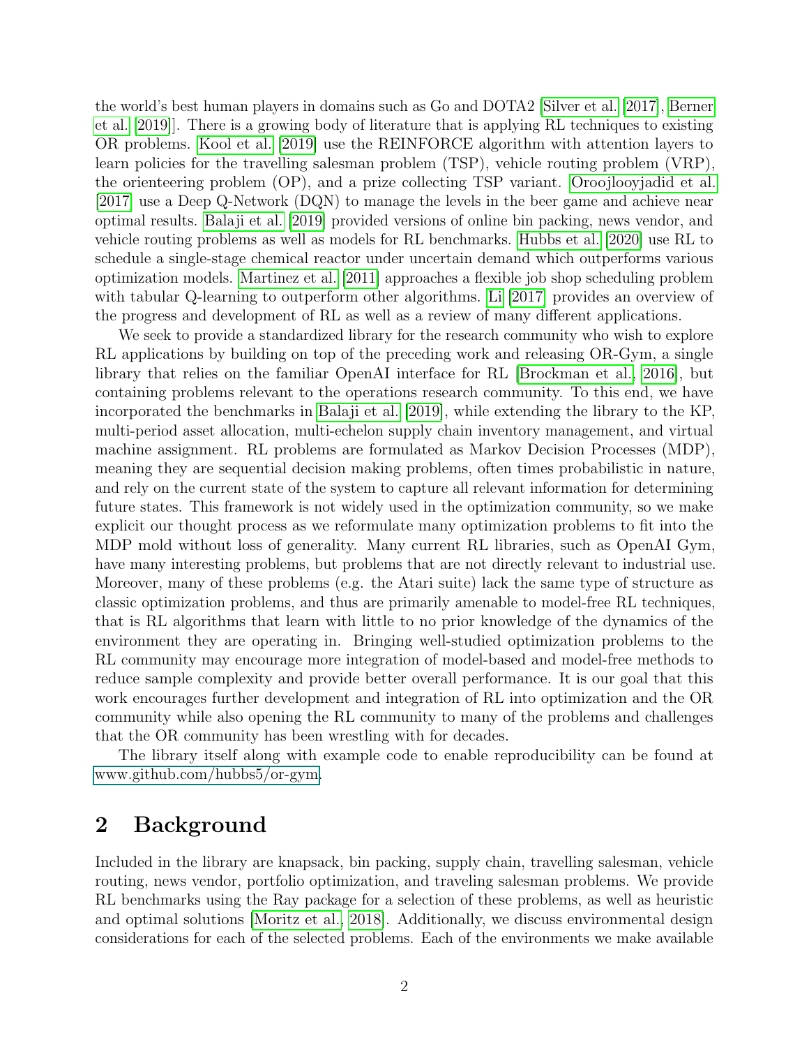the world's best human players in domains such as Go and DOTA2 [Silver et al. [2017], Berner et al. [2019]]. There is a growing body of literature that is applying RL techniques to existing OR problems. Kool et al. [2019] use the REINFORCE algorithm with attention layers to learn policies for the travelling salesman problem (TSP), vehicle routing problem (VRP), the orienteering problem (OP), and a prize collecting TSP variant. Oroojlooyjadid et al. [2017] use a Deep Q-Network (DQN) to manage the levels in the beer game and achieve near optimal results. Balaji et al. [2019] provided versions of online bin packing, news vendor, and vehicle routing problems as well as models for RL benchmarks. Hubbs et al. [2020] use RL to schedule a single-stage chemical reactor under uncertain demand which outperforms various optimization models. Martinez et al. [2011] approaches a flexible job shop scheduling problem with tabular Q-learning to outperform other algorithms. Li [2017] provides an overview of the progress and development of RL as well as a review of many different applications.

We seek to provide a standardized library for the research community who wish to explore RL applications by building on top of the preceding work and releasing OR-Gym, a single library that relies on the familiar OpenAI interface for RL [Brockman et al., 2016], but containing problems relevant to the operations research community. To this end, we have incorporated the benchmarks in Balaji et al. [2019], while extending the library to the KP, multi-period asset allocation, multi-echelon supply chain inventory management, and virtual machine assignment. RL problems are formulated as Markov Decision Processes (MDP), meaning they are sequential decision making problems, often times probabilistic in nature, and rely on the current state of the system to capture all relevant information for determining future states. This framework is not widely used in the optimization community, so we make explicit our thought process as we reformulate many optimization problems to fit into the MDP mold without loss of generality. Many current RL libraries, such as OpenAI Gym, have many interesting problems, but problems that are not directly relevant to industrial use. Moreover, many of these problems (e.g. the Atari suite) lack the same type of structure as classic optimization problems, and thus are primarily amenable to model-free RL techniques, that is RL algorithms that learn with little to no prior knowledge of the dynamics of the environment they are operating in. Bringing well-studied optimization problems to the RL community may encourage more integration of model-based and model-free methods to reduce sample complexity and provide better overall performance. It is our goal that this work encourages further development and integration of RL into optimization and the OR community while also opening the RL community to many of the problems and challenges that the OR community has been wrestling with for decades.

The library itself along with example code to enable reproducibility can be found at www.github.com/hubbs5/or-gym.

## 2 Background

Included in the library are knapsack, bin packing, supply chain, travelling salesman, vehicle routing, news vendor, portfolio optimization, and traveling salesman problems. We provide RL benchmarks using the Ray package for a selection of these problems, as well as heuristic and optimal solutions [Moritz et al., 2018]. Additionally, we discuss environmental design considerations for each of the selected problems. Each of the environments we make available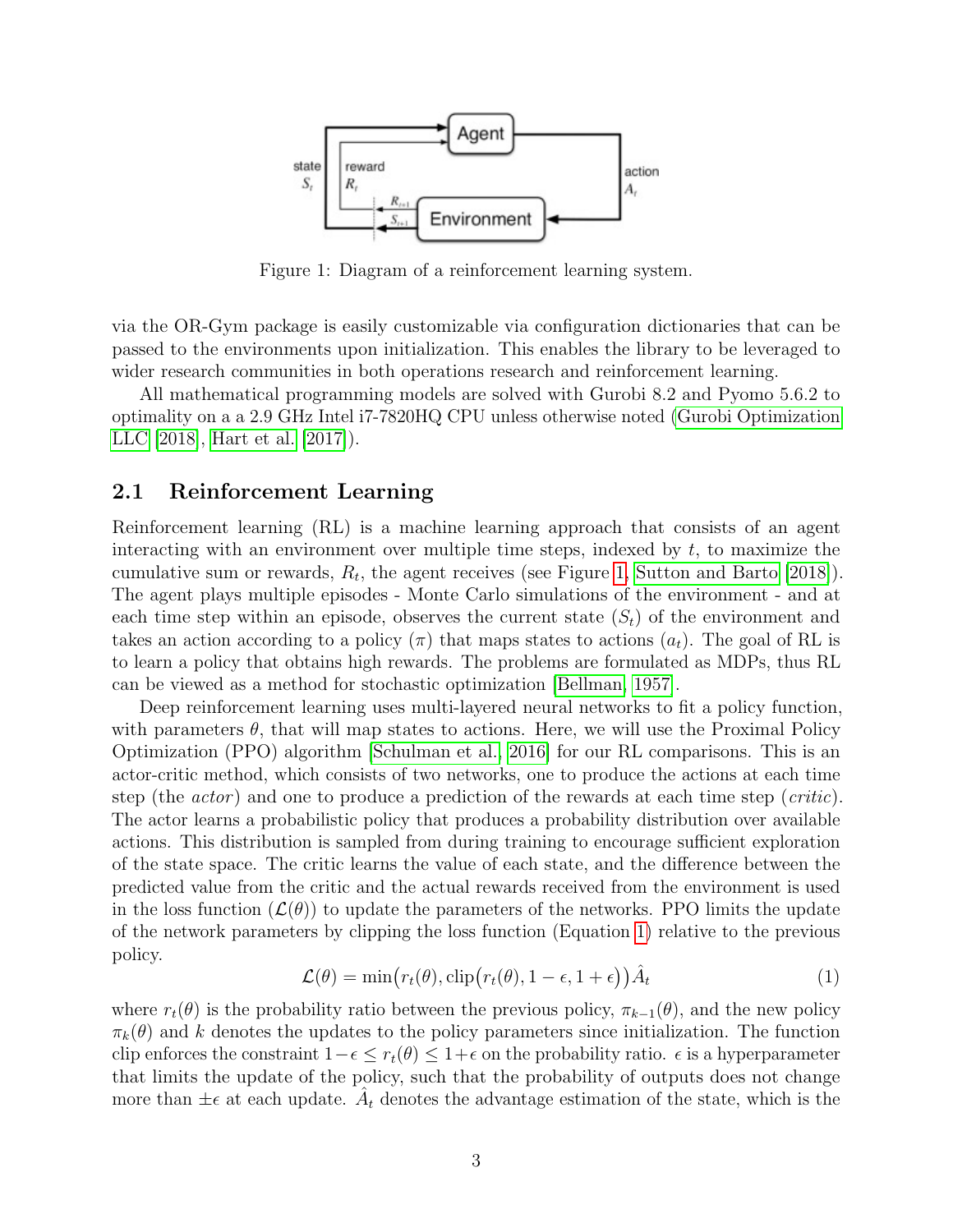Figure 1: Diagram of a reinforcement learning system.

via the OR-Gym package is easily customizable via configuration dictionaries that can be passed to the environments upon initialization. This enables the library to be leveraged to wider research communities in both operations research and reinforcement learning.

All mathematical programming models are solved with Gurobi 8.2 and Pyomo 5.6.2 to optimality on a a 2.9 GHz Intel i7-7820HQ CPU unless otherwise noted (Gurobi Optimization LLC [2018], Hart et al. [2017]).

## 2.1 Reinforcement Learning

Reinforcement learning (RL) is a machine learning approach that consists of an agent interacting with an environment over multiple time steps, indexed by $t$, to maximize the cumulative sum or rewards, $R_t$, the agent receives (see Figure 1, Sutton and Barto [2018]). The agent plays multiple episodes - Monte Carlo simulations of the environment - and at each time step within an episode, observes the current state ($S_t$) of the environment and takes an action according to a policy ($\pi$) that maps states to actions ($a_t$). The goal of RL is to learn a policy that obtains high rewards. The problems are formulated as MDPs, thus RL can be viewed as a method for stochastic optimization [Bellman, 1957].

Deep reinforcement learning uses multi-layered neural networks to fit a policy function, with parameters $\theta$, that will map states to actions. Here, we will use the Proximal Policy Optimization (PPO) algorithm [Schulman et al., 2016] for our RL comparisons. This is an actor-critic method, which consists of two networks, one to produce the actions at each time step (the *actor*) and one to produce a prediction of the rewards at each time step (*critic*). The actor learns a probabilistic policy that produces a probability distribution over available actions. This distribution is sampled from during training to encourage sufficient exploration of the state space. The critic learns the value of each state, and the difference between the predicted value from the critic and the actual rewards received from the environment is used in the loss function ($\mathcal{L}(\theta)$) to update the parameters of the networks. PPO limits the update of the network parameters by clipping the loss function (Equation 1) relative to the previous policy.

$$\mathcal{L}(\theta) = \min\big(r_t(\theta), \text{clip}\big(r_t(\theta), 1-\epsilon, 1+\epsilon\big)\big)\hat{A}_t \tag{1}$$

where $r_t(\theta)$ is the probability ratio between the previous policy, $\pi_{k-1}(\theta)$, and the new policy $\pi_k(\theta)$ and $k$ denotes the updates to the policy parameters since initialization. The function clip enforces the constraint $1-\epsilon \leq r_t(\theta) \leq 1+\epsilon$ on the probability ratio. $\epsilon$ is a hyperparameter that limits the update of the policy, such that the probability of outputs does not change more than $\pm\epsilon$ at each update. $\hat{A}_t$ denotes the advantage estimation of the state, which is the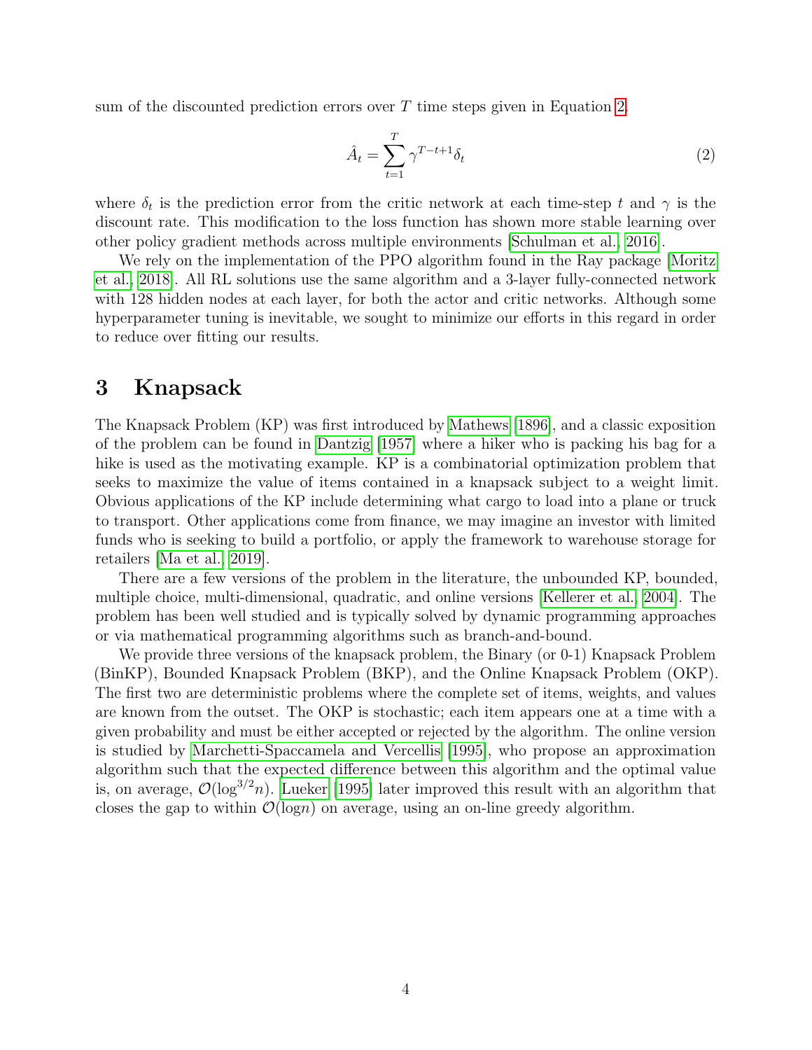sum of the discounted prediction errors over $T$ time steps given in Equation 2.

$$\hat{A}_t = \sum_{t=1}^{T} \gamma^{T-t+1} \delta_t \tag{2}$$

where $\delta_t$ is the prediction error from the critic network at each time-step $t$ and $\gamma$ is the discount rate. This modification to the loss function has shown more stable learning over other policy gradient methods across multiple environments [Schulman et al., 2016].

We rely on the implementation of the PPO algorithm found in the Ray package [Moritz et al., 2018]. All RL solutions use the same algorithm and a 3-layer fully-connected network with 128 hidden nodes at each layer, for both the actor and critic networks. Although some hyperparameter tuning is inevitable, we sought to minimize our efforts in this regard in order to reduce over fitting our results.

# 3 Knapsack

The Knapsack Problem (KP) was first introduced by Mathews [1896], and a classic exposition of the problem can be found in Dantzig [1957] where a hiker who is packing his bag for a hike is used as the motivating example. KP is a combinatorial optimization problem that seeks to maximize the value of items contained in a knapsack subject to a weight limit. Obvious applications of the KP include determining what cargo to load into a plane or truck to transport. Other applications come from finance, we may imagine an investor with limited funds who is seeking to build a portfolio, or apply the framework to warehouse storage for retailers [Ma et al., 2019].

There are a few versions of the problem in the literature, the unbounded KP, bounded, multiple choice, multi-dimensional, quadratic, and online versions [Kellerer et al., 2004]. The problem has been well studied and is typically solved by dynamic programming approaches or via mathematical programming algorithms such as branch-and-bound.

We provide three versions of the knapsack problem, the Binary (or 0-1) Knapsack Problem (BinKP), Bounded Knapsack Problem (BKP), and the Online Knapsack Problem (OKP). The first two are deterministic problems where the complete set of items, weights, and values are known from the outset. The OKP is stochastic; each item appears one at a time with a given probability and must be either accepted or rejected by the algorithm. The online version is studied by Marchetti-Spaccamela and Vercellis [1995], who propose an approximation algorithm such that the expected difference between this algorithm and the optimal value is, on average, $\mathcal{O}(\log^{3/2} n)$. Lueker [1995] later improved this result with an algorithm that closes the gap to within $\mathcal{O}(\log n)$ on average, using an on-line greedy algorithm.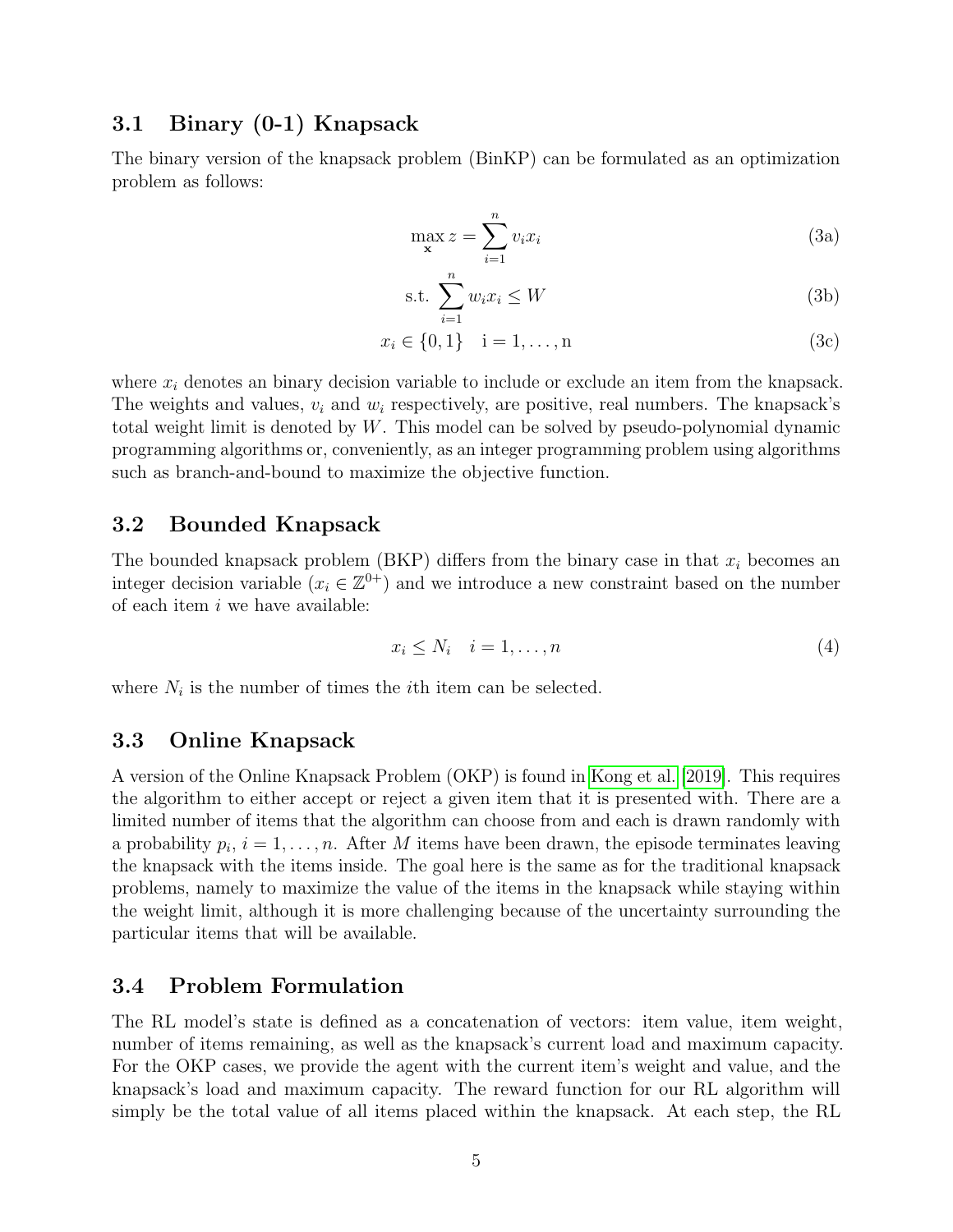### 3.1 Binary (0-1) Knapsack

The binary version of the knapsack problem (BinKP) can be formulated as an optimization problem as follows:

$$\max_{\mathbf{x}} z = \sum_{i=1}^{n} v_i x_i \tag{3a}$$

$$\text{s.t.} \sum_{i=1}^{n} w_i x_i \leq W \tag{3b}$$

$$x_i \in \{0, 1\} \quad \text{i} = 1, \ldots, \text{n} \tag{3c}$$

where $x_i$ denotes an binary decision variable to include or exclude an item from the knapsack. The weights and values, $v_i$ and $w_i$ respectively, are positive, real numbers. The knapsack's total weight limit is denoted by $W$. This model can be solved by pseudo-polynomial dynamic programming algorithms or, conveniently, as an integer programming problem using algorithms such as branch-and-bound to maximize the objective function.

### 3.2 Bounded Knapsack

The bounded knapsack problem (BKP) differs from the binary case in that $x_i$ becomes an integer decision variable ($x_i \in \mathbb{Z}^{0+}$) and we introduce a new constraint based on the number of each item $i$ we have available:

$$x_i \leq N_i \quad i = 1, \ldots, n \tag{4}$$

where $N_i$ is the number of times the $i$th item can be selected.

### 3.3 Online Knapsack

A version of the Online Knapsack Problem (OKP) is found in Kong et al. [2019]. This requires the algorithm to either accept or reject a given item that it is presented with. There are a limited number of items that the algorithm can choose from and each is drawn randomly with a probability $p_i$, $i = 1, \ldots, n$. After $M$ items have been drawn, the episode terminates leaving the knapsack with the items inside. The goal here is the same as for the traditional knapsack problems, namely to maximize the value of the items in the knapsack while staying within the weight limit, although it is more challenging because of the uncertainty surrounding the particular items that will be available.

### 3.4 Problem Formulation

The RL model's state is defined as a concatenation of vectors: item value, item weight, number of items remaining, as well as the knapsack's current load and maximum capacity. For the OKP cases, we provide the agent with the current item's weight and value, and the knapsack's load and maximum capacity. The reward function for our RL algorithm will simply be the total value of all items placed within the knapsack. At each step, the RL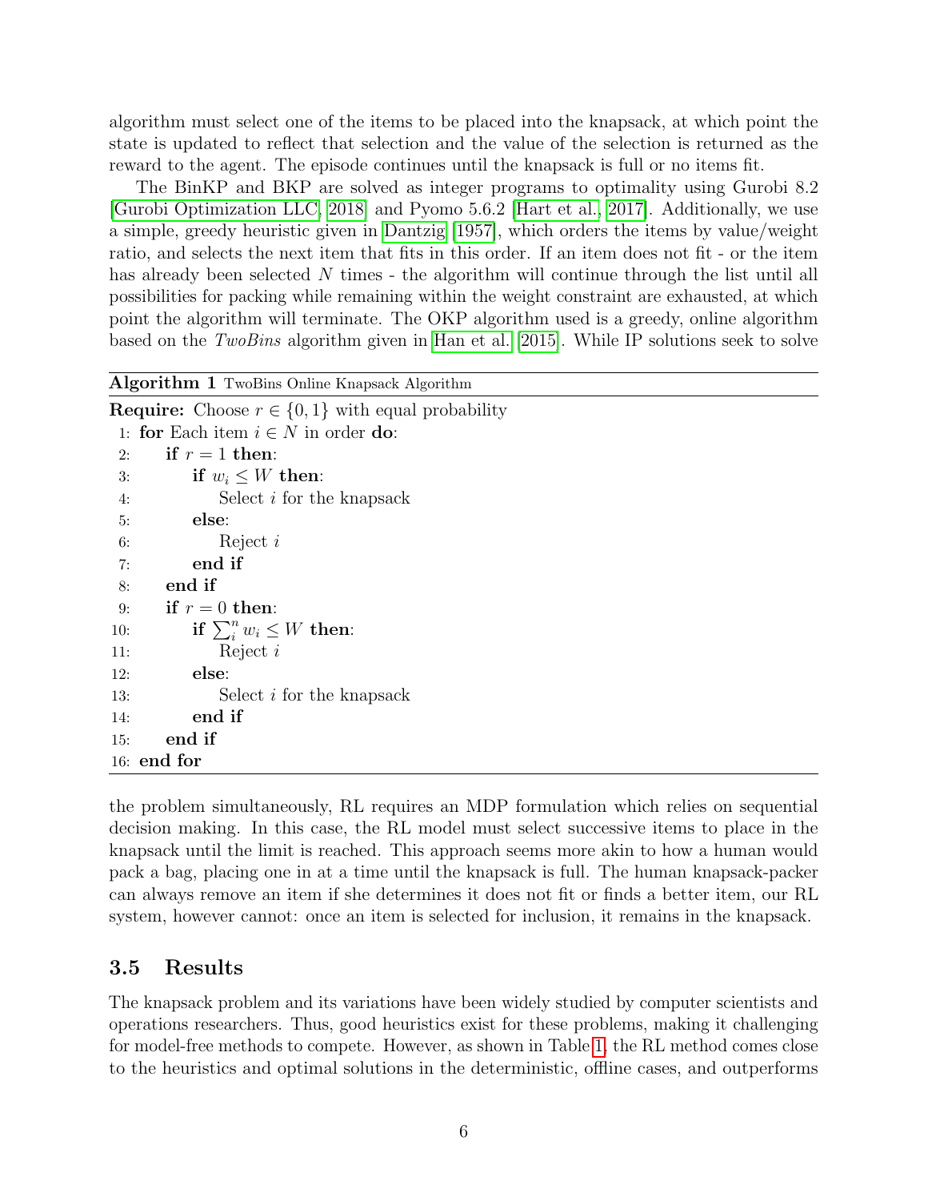algorithm must select one of the items to be placed into the knapsack, at which point the state is updated to reflect that selection and the value of the selection is returned as the reward to the agent. The episode continues until the knapsack is full or no items fit.

The BinKP and BKP are solved as integer programs to optimality using Gurobi 8.2 [Gurobi Optimization LLC, 2018] and Pyomo 5.6.2 [Hart et al., 2017]. Additionally, we use a simple, greedy heuristic given in Dantzig [1957], which orders the items by value/weight ratio, and selects the next item that fits in this order. If an item does not fit - or the item has already been selected $N$ times - the algorithm will continue through the list until all possibilities for packing while remaining within the weight constraint are exhausted, at which point the algorithm will terminate. The OKP algorithm used is a greedy, online algorithm based on the *TwoBins* algorithm given in Han et al. [2015]. While IP solutions seek to solve

**Algorithm 1** TwoBins Online Knapsack Algorithm

```
Require: Choose r ∈ {0, 1} with equal probability
 1: for Each item i ∈ N in order do:
 2:     if r = 1 then:
 3:         if w_i ≤ W then:
 4:             Select i for the knapsack
 5:         else:
 6:             Reject i
 7:         end if
 8:     end if
 9:     if r = 0 then:
10:         if Σ_i^n w_i ≤ W then:
11:             Reject i
12:         else:
13:             Select i for the knapsack
14:         end if
15:     end if
16: end for
```

the problem simultaneously, RL requires an MDP formulation which relies on sequential decision making. In this case, the RL model must select successive items to place in the knapsack until the limit is reached. This approach seems more akin to how a human would pack a bag, placing one in at a time until the knapsack is full. The human knapsack-packer can always remove an item if she determines it does not fit or finds a better item, our RL system, however cannot: once an item is selected for inclusion, it remains in the knapsack.

### 3.5 Results

The knapsack problem and its variations have been widely studied by computer scientists and operations researchers. Thus, good heuristics exist for these problems, making it challenging for model-free methods to compete. However, as shown in Table 1, the RL method comes close to the heuristics and optimal solutions in the deterministic, offline cases, and outperforms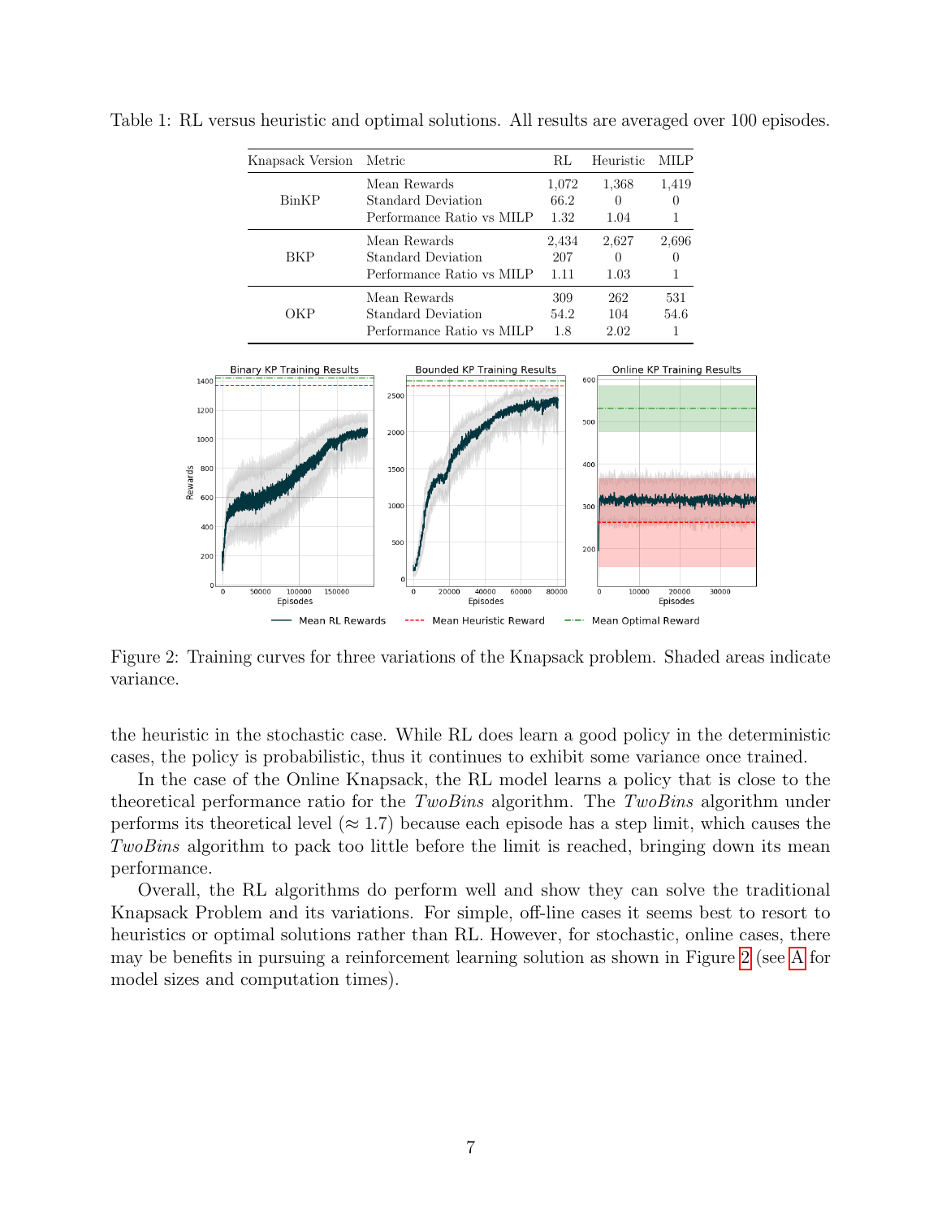Table 1: RL versus heuristic and optimal solutions. All results are averaged over 100 episodes.

| Knapsack Version | Metric | RL | Heuristic | MILP |
|---|---|---|---|---|
| BinKP | Mean Rewards | 1,072 | 1,368 | 1,419 |
| | Standard Deviation | 66.2 | 0 | 0 |
| | Performance Ratio vs MILP | 1.32 | 1.04 | 1 |
| BKP | Mean Rewards | 2,434 | 2,627 | 2,696 |
| | Standard Deviation | 207 | 0 | 0 |
| | Performance Ratio vs MILP | 1.11 | 1.03 | 1 |
| OKP | Mean Rewards | 309 | 262 | 531 |
| | Standard Deviation | 54.2 | 104 | 54.6 |
| | Performance Ratio vs MILP | 1.8 | 2.02 | 1 |

Figure 2: Training curves for three variations of the Knapsack problem. Shaded areas indicate variance.

the heuristic in the stochastic case. While RL does learn a good policy in the deterministic cases, the policy is probabilistic, thus it continues to exhibit some variance once trained.

In the case of the Online Knapsack, the RL model learns a policy that is close to the theoretical performance ratio for the *TwoBins* algorithm. The *TwoBins* algorithm under performs its theoretical level ($\approx 1.7$) because each episode has a step limit, which causes the *TwoBins* algorithm to pack too little before the limit is reached, bringing down its mean performance.

Overall, the RL algorithms do perform well and show they can solve the traditional Knapsack Problem and its variations. For simple, off-line cases it seems best to resort to heuristics or optimal solutions rather than RL. However, for stochastic, online cases, there may be benefits in pursuing a reinforcement learning solution as shown in Figure 2 (see A for model sizes and computation times).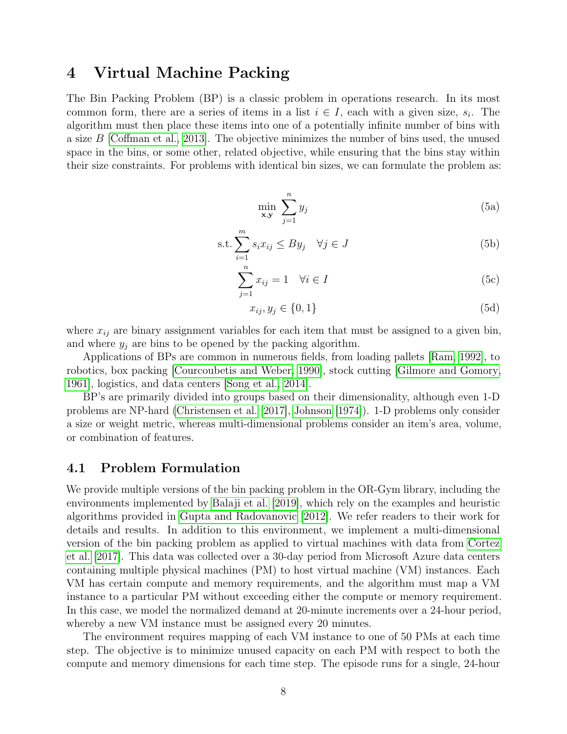# 4 Virtual Machine Packing

The Bin Packing Problem (BP) is a classic problem in operations research. In its most common form, there are a series of items in a list $i \in I$, each with a given size, $s_i$. The algorithm must then place these items into one of a potentially infinite number of bins with a size $B$ [Coffman et al., 2013]. The objective minimizes the number of bins used, the unused space in the bins, or some other, related objective, while ensuring that the bins stay within their size constraints. For problems with identical bin sizes, we can formulate the problem as:

$$\min_{\mathbf{x},\mathbf{y}} \sum_{j=1}^{n} y_j \tag{5a}$$

$$\text{s.t.} \sum_{i=1}^{m} s_i x_{ij} \leq B y_j \quad \forall j \in J \tag{5b}$$

$$\sum_{j=1}^{n} x_{ij} = 1 \quad \forall i \in I \tag{5c}$$

$$x_{ij}, y_j \in \{0, 1\} \tag{5d}$$

where $x_{ij}$ are binary assignment variables for each item that must be assigned to a given bin, and where $y_j$ are bins to be opened by the packing algorithm.

Applications of BPs are common in numerous fields, from loading pallets [Ram, 1992], to robotics, box packing [Courcoubetis and Weber, 1990], stock cutting [Gilmore and Gomory, 1961], logistics, and data centers [Song et al., 2014].

BP's are primarily divided into groups based on their dimensionality, although even 1-D problems are NP-hard (Christensen et al. [2017], Johnson [1974]). 1-D problems only consider a size or weight metric, whereas multi-dimensional problems consider an item's area, volume, or combination of features.

## 4.1 Problem Formulation

We provide multiple versions of the bin packing problem in the OR-Gym library, including the environments implemented by Balaji et al. [2019], which rely on the examples and heuristic algorithms provided in Gupta and Radovanovic [2012]. We refer readers to their work for details and results. In addition to this environment, we implement a multi-dimensional version of the bin packing problem as applied to virtual machines with data from Cortez et al. [2017]. This data was collected over a 30-day period from Microsoft Azure data centers containing multiple physical machines (PM) to host virtual machine (VM) instances. Each VM has certain compute and memory requirements, and the algorithm must map a VM instance to a particular PM without exceeding either the compute or memory requirement. In this case, we model the normalized demand at 20-minute increments over a 24-hour period, whereby a new VM instance must be assigned every 20 minutes.

The environment requires mapping of each VM instance to one of 50 PMs at each time step. The objective is to minimize unused capacity on each PM with respect to both the compute and memory dimensions for each time step. The episode runs for a single, 24-hour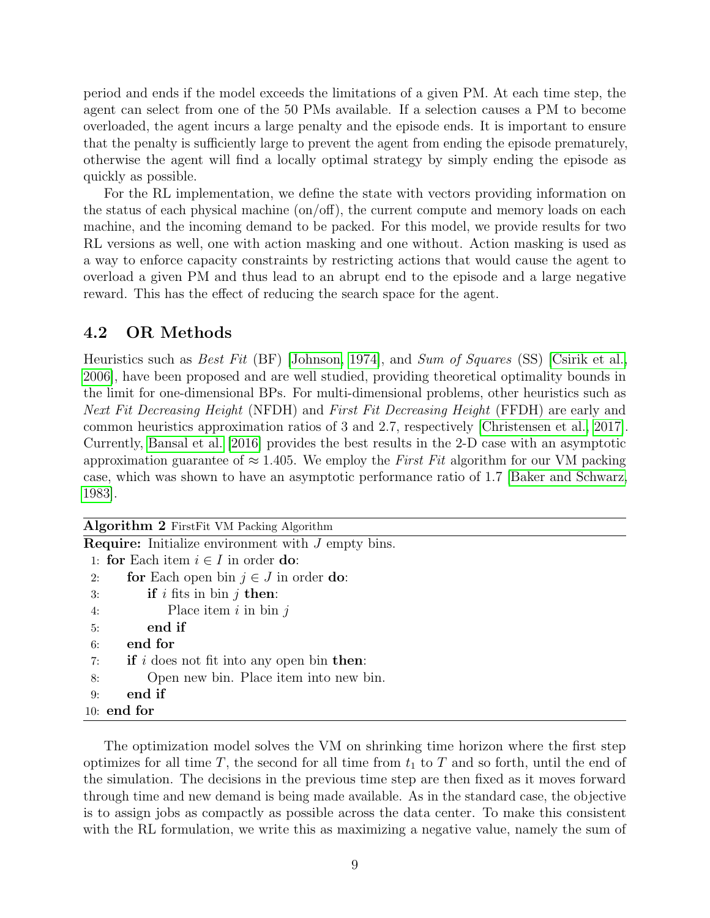period and ends if the model exceeds the limitations of a given PM. At each time step, the agent can select from one of the 50 PMs available. If a selection causes a PM to become overloaded, the agent incurs a large penalty and the episode ends. It is important to ensure that the penalty is sufficiently large to prevent the agent from ending the episode prematurely, otherwise the agent will find a locally optimal strategy by simply ending the episode as quickly as possible.

For the RL implementation, we define the state with vectors providing information on the status of each physical machine (on/off), the current compute and memory loads on each machine, and the incoming demand to be packed. For this model, we provide results for two RL versions as well, one with action masking and one without. Action masking is used as a way to enforce capacity constraints by restricting actions that would cause the agent to overload a given PM and thus lead to an abrupt end to the episode and a large negative reward. This has the effect of reducing the search space for the agent.

## 4.2 OR Methods

Heuristics such as *Best Fit* (BF) [Johnson, 1974], and *Sum of Squares* (SS) [Csirik et al., 2006], have been proposed and are well studied, providing theoretical optimality bounds in the limit for one-dimensional BPs. For multi-dimensional problems, other heuristics such as *Next Fit Decreasing Height* (NFDH) and *First Fit Decreasing Height* (FFDH) are early and common heuristics approximation ratios of 3 and 2.7, respectively [Christensen et al., 2017]. Currently, Bansal et al. [2016] provides the best results in the 2-D case with an asymptotic approximation guarantee of $\approx 1.405$. We employ the *First Fit* algorithm for our VM packing case, which was shown to have an asymptotic performance ratio of 1.7 [Baker and Schwarz, 1983].

**Algorithm 2** FirstFit VM Packing Algorithm

```
Require: Initialize environment with J empty bins.
 1: for Each item i ∈ I in order do:
 2:     for Each open bin j ∈ J in order do:
 3:         if i fits in bin j then:
 4:             Place item i in bin j
 5:         end if
 6:     end for
 7:     if i does not fit into any open bin then:
 8:         Open new bin. Place item into new bin.
 9:     end if
10: end for
```

The optimization model solves the VM on shrinking time horizon where the first step optimizes for all time $T$, the second for all time from $t_1$ to $T$ and so forth, until the end of the simulation. The decisions in the previous time step are then fixed as it moves forward through time and new demand is being made available. As in the standard case, the objective is to assign jobs as compactly as possible across the data center. To make this consistent with the RL formulation, we write this as maximizing a negative value, namely the sum of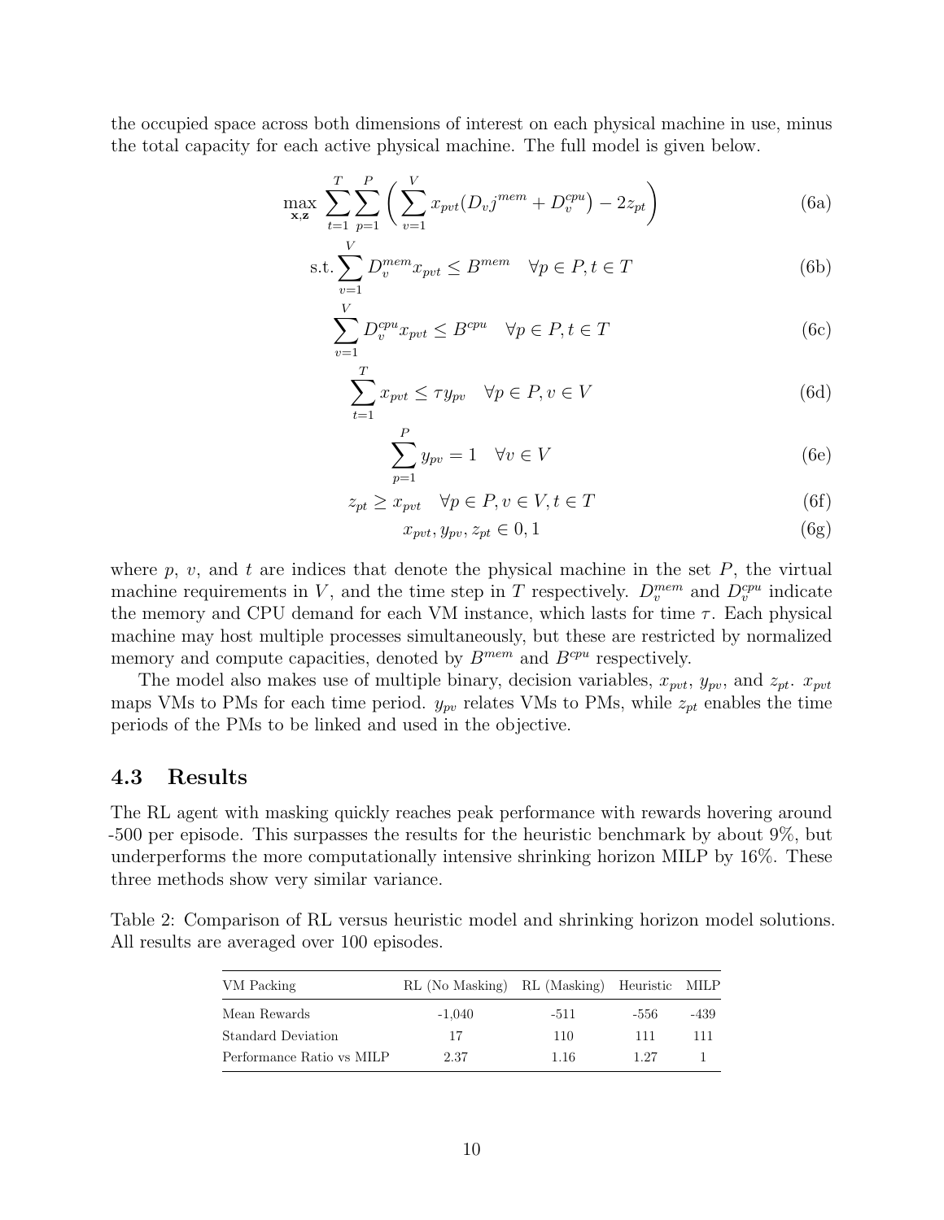the occupied space across both dimensions of interest on each physical machine in use, minus the total capacity for each active physical machine. The full model is given below.

$$\max_{\mathbf{x},\mathbf{z}} \sum_{t=1}^{T}\sum_{p=1}^{P}\left(\sum_{v=1}^{V} x_{pvt}(D_v j^{mem} + D_v^{cpu}) - 2z_{pt}\right) \tag{6a}$$

$$\text{s.t.} \sum_{v=1}^{V} D_v^{mem} x_{pvt} \leq B^{mem} \quad \forall p \in P, t \in T \tag{6b}$$

$$\sum_{v=1}^{V} D_v^{cpu} x_{pvt} \leq B^{cpu} \quad \forall p \in P, t \in T \tag{6c}$$

$$\sum_{t=1}^{T} x_{pvt} \leq \tau y_{pv} \quad \forall p \in P, v \in V \tag{6d}$$

$$\sum_{p=1}^{P} y_{pv} = 1 \quad \forall v \in V \tag{6e}$$

$$z_{pt} \geq x_{pvt} \quad \forall p \in P, v \in V, t \in T \tag{6f}$$

$$x_{pvt}, y_{pv}, z_{pt} \in 0, 1 \tag{6g}$$

where $p$, $v$, and $t$ are indices that denote the physical machine in the set $P$, the virtual machine requirements in $V$, and the time step in $T$ respectively. $D_v^{mem}$ and $D_v^{cpu}$ indicate the memory and CPU demand for each VM instance, which lasts for time $\tau$. Each physical machine may host multiple processes simultaneously, but these are restricted by normalized memory and compute capacities, denoted by $B^{mem}$ and $B^{cpu}$ respectively.

The model also makes use of multiple binary, decision variables, $x_{pvt}$, $y_{pv}$, and $z_{pt}$. $x_{pvt}$ maps VMs to PMs for each time period. $y_{pv}$ relates VMs to PMs, while $z_{pt}$ enables the time periods of the PMs to be linked and used in the objective.

### 4.3 Results

The RL agent with masking quickly reaches peak performance with rewards hovering around -500 per episode. This surpasses the results for the heuristic benchmark by about 9%, but underperforms the more computationally intensive shrinking horizon MILP by 16%. These three methods show very similar variance.

Table 2: Comparison of RL versus heuristic model and shrinking horizon model solutions. All results are averaged over 100 episodes.

| VM Packing | RL (No Masking) | RL (Masking) | Heuristic | MILP |
|---|---|---|---|---|
| Mean Rewards | -1,040 | -511 | -556 | -439 |
| Standard Deviation | 17 | 110 | 111 | 111 |
| Performance Ratio vs MILP | 2.37 | 1.16 | 1.27 | 1 |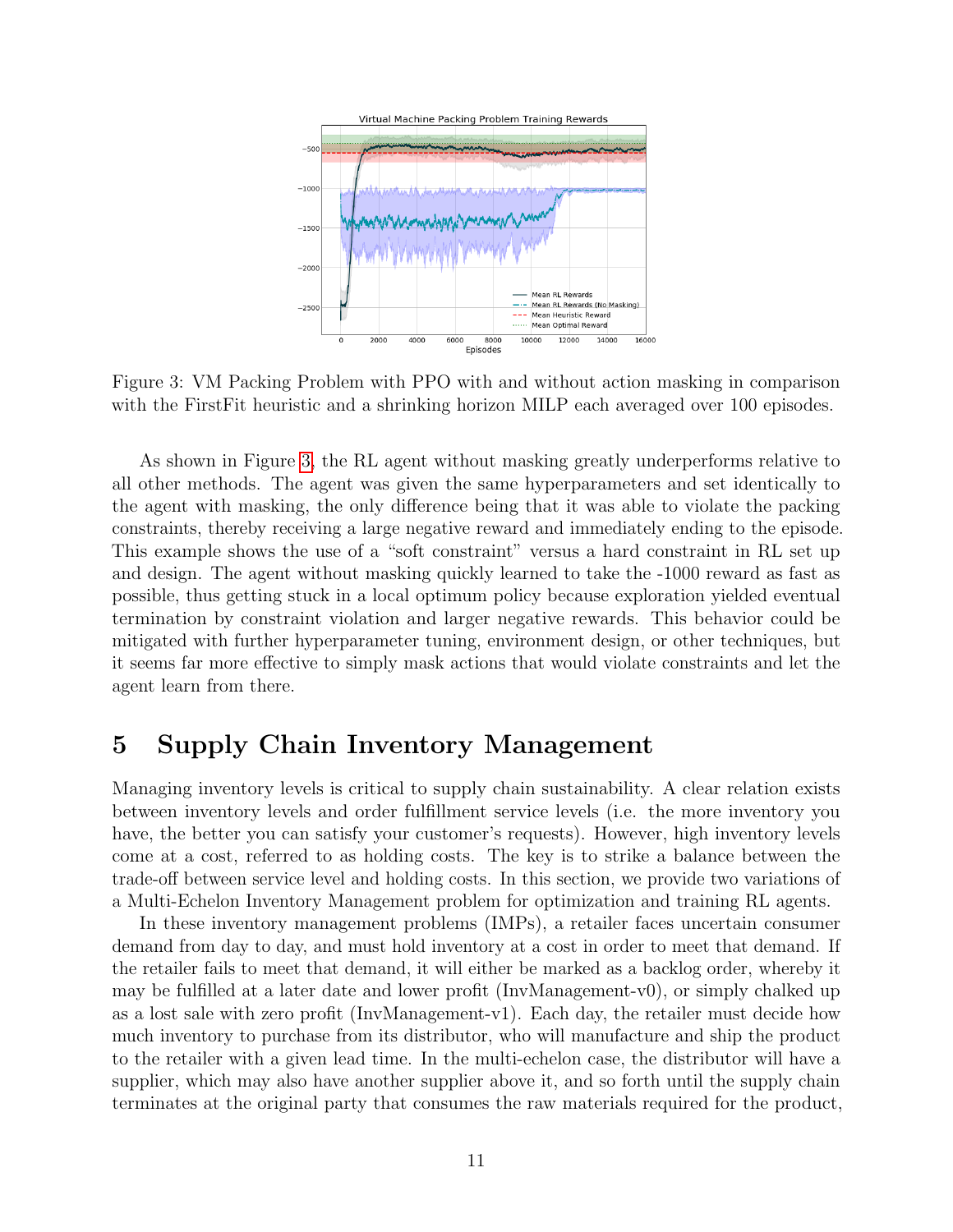Figure 3: VM Packing Problem with PPO with and without action masking in comparison with the FirstFit heuristic and a shrinking horizon MILP each averaged over 100 episodes.

As shown in Figure 3, the RL agent without masking greatly underperforms relative to all other methods. The agent was given the same hyperparameters and set identically to the agent with masking, the only difference being that it was able to violate the packing constraints, thereby receiving a large negative reward and immediately ending to the episode. This example shows the use of a "soft constraint" versus a hard constraint in RL set up and design. The agent without masking quickly learned to take the -1000 reward as fast as possible, thus getting stuck in a local optimum policy because exploration yielded eventual termination by constraint violation and larger negative rewards. This behavior could be mitigated with further hyperparameter tuning, environment design, or other techniques, but it seems far more effective to simply mask actions that would violate constraints and let the agent learn from there.

# 5 Supply Chain Inventory Management

Managing inventory levels is critical to supply chain sustainability. A clear relation exists between inventory levels and order fulfillment service levels (i.e. the more inventory you have, the better you can satisfy your customer's requests). However, high inventory levels come at a cost, referred to as holding costs. The key is to strike a balance between the trade-off between service level and holding costs. In this section, we provide two variations of a Multi-Echelon Inventory Management problem for optimization and training RL agents.

In these inventory management problems (IMPs), a retailer faces uncertain consumer demand from day to day, and must hold inventory at a cost in order to meet that demand. If the retailer fails to meet that demand, it will either be marked as a backlog order, whereby it may be fulfilled at a later date and lower profit (InvManagement-v0), or simply chalked up as a lost sale with zero profit (InvManagement-v1). Each day, the retailer must decide how much inventory to purchase from its distributor, who will manufacture and ship the product to the retailer with a given lead time. In the multi-echelon case, the distributor will have a supplier, which may also have another supplier above it, and so forth until the supply chain terminates at the original party that consumes the raw materials required for the product,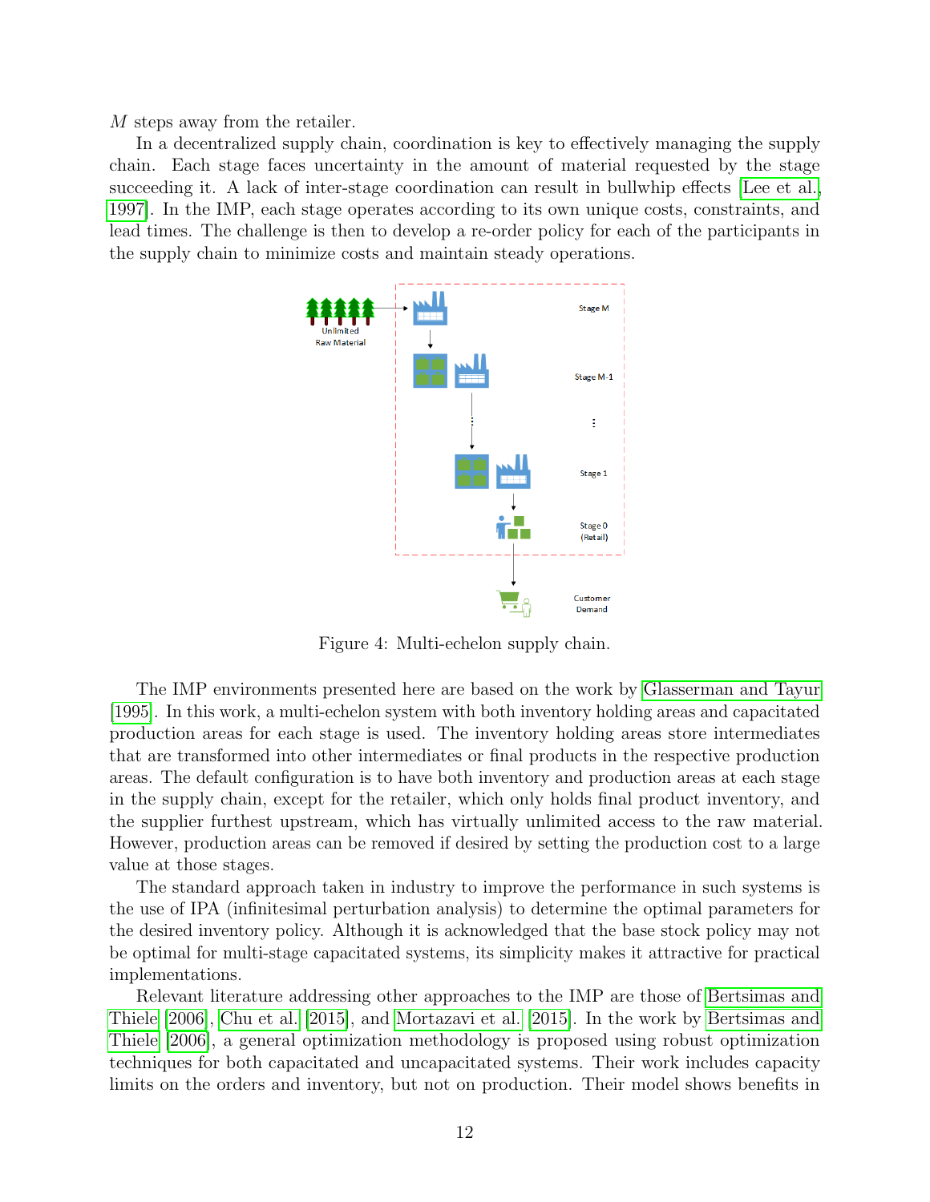$M$ steps away from the retailer.

In a decentralized supply chain, coordination is key to effectively managing the supply chain. Each stage faces uncertainty in the amount of material requested by the stage succeeding it. A lack of inter-stage coordination can result in bullwhip effects [Lee et al., 1997]. In the IMP, each stage operates according to its own unique costs, constraints, and lead times. The challenge is then to develop a re-order policy for each of the participants in the supply chain to minimize costs and maintain steady operations.

Figure 4: Multi-echelon supply chain.

The IMP environments presented here are based on the work by Glasserman and Tayur [1995]. In this work, a multi-echelon system with both inventory holding areas and capacitated production areas for each stage is used. The inventory holding areas store intermediates that are transformed into other intermediates or final products in the respective production areas. The default configuration is to have both inventory and production areas at each stage in the supply chain, except for the retailer, which only holds final product inventory, and the supplier furthest upstream, which has virtually unlimited access to the raw material. However, production areas can be removed if desired by setting the production cost to a large value at those stages.

The standard approach taken in industry to improve the performance in such systems is the use of IPA (infinitesimal perturbation analysis) to determine the optimal parameters for the desired inventory policy. Although it is acknowledged that the base stock policy may not be optimal for multi-stage capacitated systems, its simplicity makes it attractive for practical implementations.

Relevant literature addressing other approaches to the IMP are those of Bertsimas and Thiele [2006], Chu et al. [2015], and Mortazavi et al. [2015]. In the work by Bertsimas and Thiele [2006], a general optimization methodology is proposed using robust optimization techniques for both capacitated and uncapacitated systems. Their work includes capacity limits on the orders and inventory, but not on production. Their model shows benefits in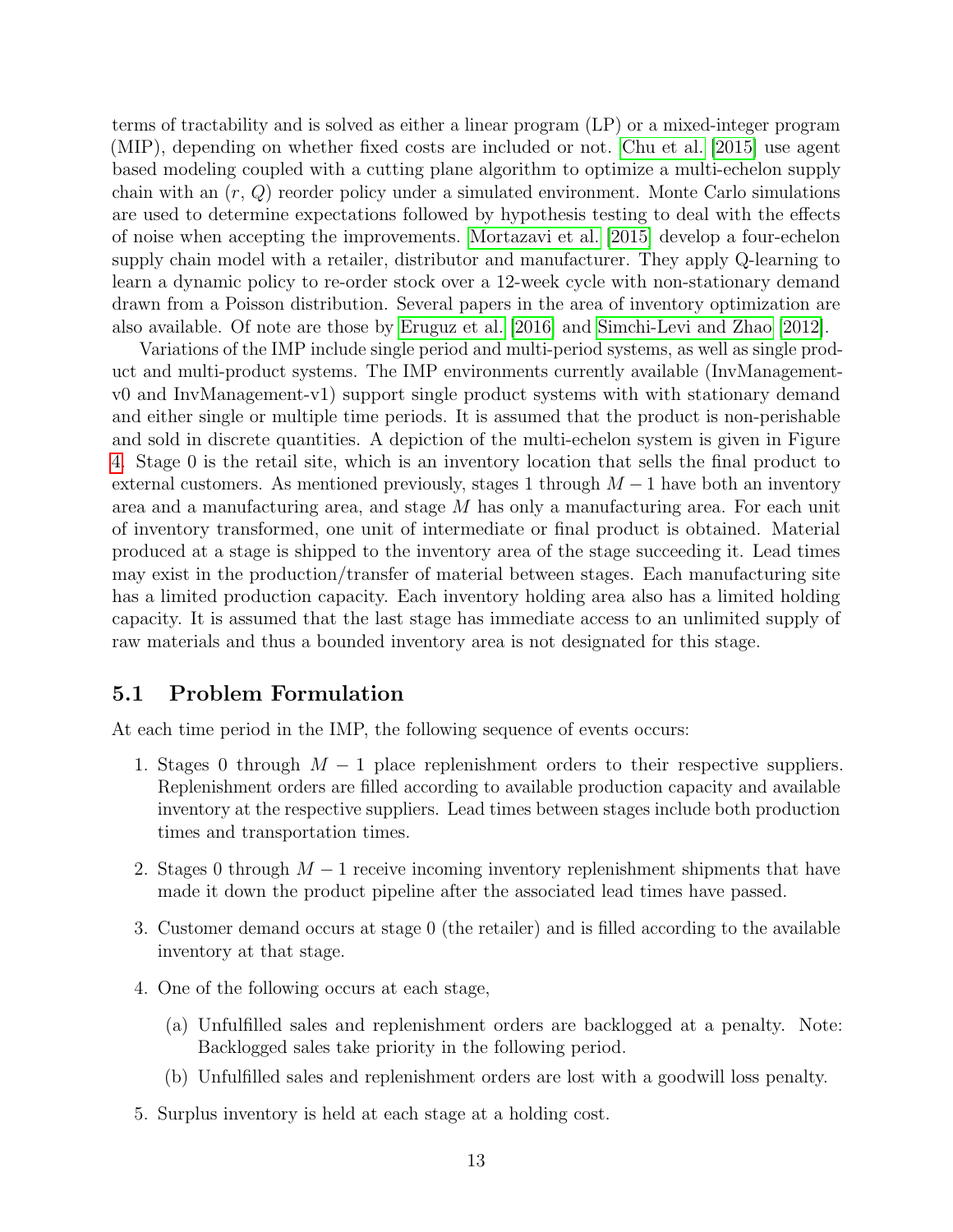terms of tractability and is solved as either a linear program (LP) or a mixed-integer program (MIP), depending on whether fixed costs are included or not. Chu et al. [2015] use agent based modeling coupled with a cutting plane algorithm to optimize a multi-echelon supply chain with an $(r, Q)$ reorder policy under a simulated environment. Monte Carlo simulations are used to determine expectations followed by hypothesis testing to deal with the effects of noise when accepting the improvements. Mortazavi et al. [2015] develop a four-echelon supply chain model with a retailer, distributor and manufacturer. They apply Q-learning to learn a dynamic policy to re-order stock over a 12-week cycle with non-stationary demand drawn from a Poisson distribution. Several papers in the area of inventory optimization are also available. Of note are those by Eruguz et al. [2016] and Simchi-Levi and Zhao [2012].

Variations of the IMP include single period and multi-period systems, as well as single product and multi-product systems. The IMP environments currently available (InvManagement-v0 and InvManagement-v1) support single product systems with with stationary demand and either single or multiple time periods. It is assumed that the product is non-perishable and sold in discrete quantities. A depiction of the multi-echelon system is given in Figure 4. Stage 0 is the retail site, which is an inventory location that sells the final product to external customers. As mentioned previously, stages 1 through $M-1$ have both an inventory area and a manufacturing area, and stage $M$ has only a manufacturing area. For each unit of inventory transformed, one unit of intermediate or final product is obtained. Material produced at a stage is shipped to the inventory area of the stage succeeding it. Lead times may exist in the production/transfer of material between stages. Each manufacturing site has a limited production capacity. Each inventory holding area also has a limited holding capacity. It is assumed that the last stage has immediate access to an unlimited supply of raw materials and thus a bounded inventory area is not designated for this stage.

## 5.1 Problem Formulation

At each time period in the IMP, the following sequence of events occurs:

1. Stages 0 through $M-1$ place replenishment orders to their respective suppliers. Replenishment orders are filled according to available production capacity and available inventory at the respective suppliers. Lead times between stages include both production times and transportation times.
2. Stages 0 through $M-1$ receive incoming inventory replenishment shipments that have made it down the product pipeline after the associated lead times have passed.
3. Customer demand occurs at stage 0 (the retailer) and is filled according to the available inventory at that stage.
4. One of the following occurs at each stage,
   (a) Unfulfilled sales and replenishment orders are backlogged at a penalty. Note: Backlogged sales take priority in the following period.
   (b) Unfulfilled sales and replenishment orders are lost with a goodwill loss penalty.
5. Surplus inventory is held at each stage at a holding cost.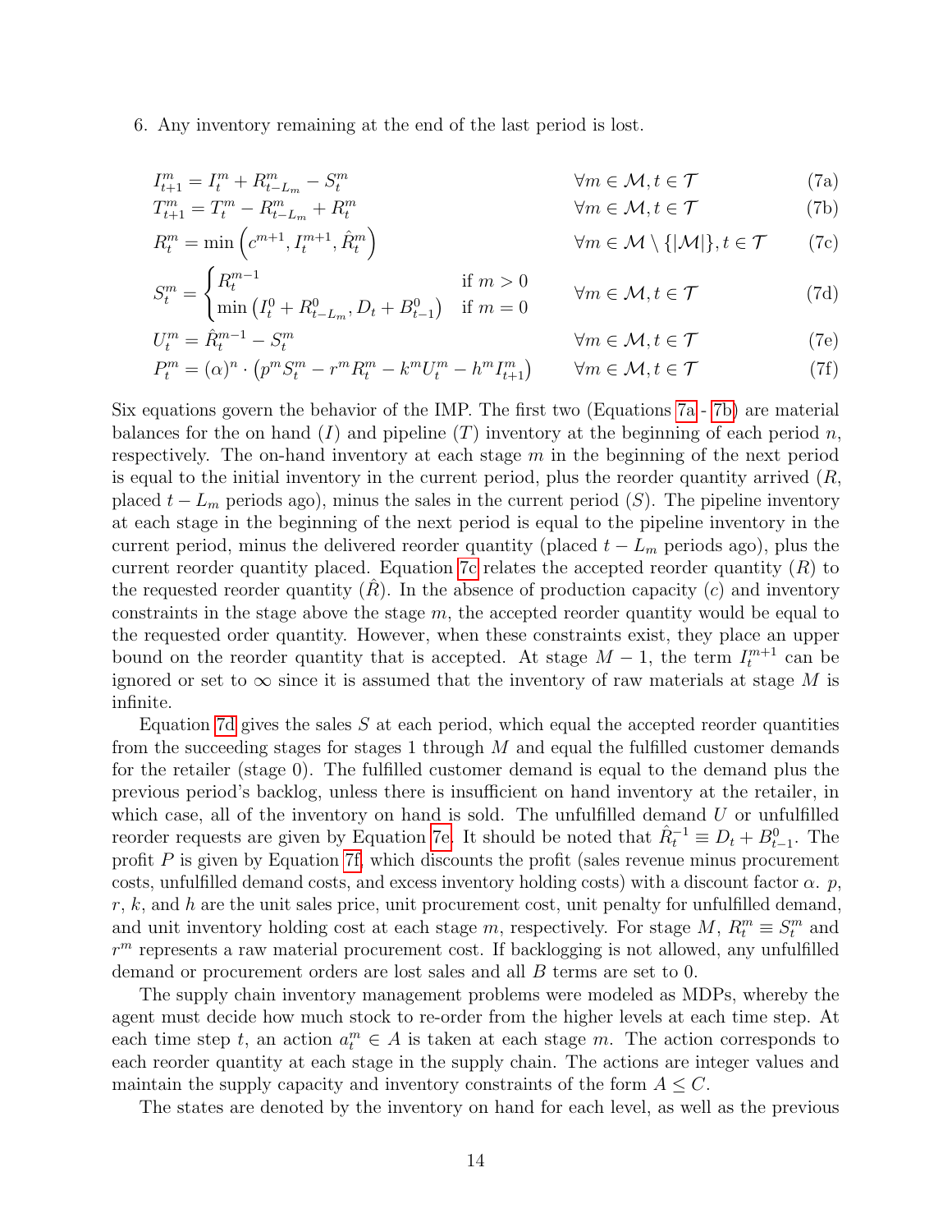6. Any inventory remaining at the end of the last period is lost.

$$
\begin{aligned}
&I_{t+1}^m = I_t^m + R_{t-L_m}^m - S_t^m && \forall m \in \mathcal{M}, t \in \mathcal{T} && \text{(7a)}\\
&T_{t+1}^m = T_t^m - R_{t-L_m}^m + R_t^m && \forall m \in \mathcal{M}, t \in \mathcal{T} && \text{(7b)}\\
&R_t^m = \min\left(c^{m+1}, I_t^{m+1}, \hat{R}_t^m\right) && \forall m \in \mathcal{M} \setminus \{|\mathcal{M}|\}, t \in \mathcal{T} && \text{(7c)}\\
&S_t^m = \begin{cases} R_t^{m-1} & \text{if } m > 0 \\ \min\left(I_t^0 + R_{t-L_m}^0, D_t + B_{t-1}^0\right) & \text{if } m = 0 \end{cases} && \forall m \in \mathcal{M}, t \in \mathcal{T} && \text{(7d)}\\
&U_t^m = \hat{R}_t^{m-1} - S_t^m && \forall m \in \mathcal{M}, t \in \mathcal{T} && \text{(7e)}\\
&P_t^m = (\alpha)^n \cdot \left(p^m S_t^m - r^m R_t^m - k^m U_t^m - h^m I_{t+1}^m\right) && \forall m \in \mathcal{M}, t \in \mathcal{T} && \text{(7f)}
\end{aligned}
$$

Six equations govern the behavior of the IMP. The first two (Equations 7a - 7b) are material balances for the on hand ($I$) and pipeline ($T$) inventory at the beginning of each period $n$, respectively. The on-hand inventory at each stage $m$ in the beginning of the next period is equal to the initial inventory in the current period, plus the reorder quantity arrived ($R$, placed $t - L_m$ periods ago), minus the sales in the current period ($S$). The pipeline inventory at each stage in the beginning of the next period is equal to the pipeline inventory in the current period, minus the delivered reorder quantity (placed $t - L_m$ periods ago), plus the current reorder quantity placed. Equation 7c relates the accepted reorder quantity ($R$) to the requested reorder quantity ($\hat{R}$). In the absence of production capacity ($c$) and inventory constraints in the stage above the stage $m$, the accepted reorder quantity would be equal to the requested order quantity. However, when these constraints exist, they place an upper bound on the reorder quantity that is accepted. At stage $M - 1$, the term $I_t^{m+1}$ can be ignored or set to $\infty$ since it is assumed that the inventory of raw materials at stage $M$ is infinite.

Equation 7d gives the sales $S$ at each period, which equal the accepted reorder quantities from the succeeding stages for stages 1 through $M$ and equal the fulfilled customer demands for the retailer (stage 0). The fulfilled customer demand is equal to the demand plus the previous period's backlog, unless there is insufficient on hand inventory at the retailer, in which case, all of the inventory on hand is sold. The unfulfilled demand $U$ or unfulfilled reorder requests are given by Equation 7e. It should be noted that $\hat{R}_t^{-1} \equiv D_t + B_{t-1}^0$. The profit $P$ is given by Equation 7f, which discounts the profit (sales revenue minus procurement costs, unfulfilled demand costs, and excess inventory holding costs) with a discount factor $\alpha$. $p$, $r$, $k$, and $h$ are the unit sales price, unit procurement cost, unit penalty for unfulfilled demand, and unit inventory holding cost at each stage $m$, respectively. For stage $M$, $R_t^m \equiv S_t^m$ and $r^m$ represents a raw material procurement cost. If backlogging is not allowed, any unfulfilled demand or procurement orders are lost sales and all $B$ terms are set to 0.

The supply chain inventory management problems were modeled as MDPs, whereby the agent must decide how much stock to re-order from the higher levels at each time step. At each time step $t$, an action $a_t^m \in A$ is taken at each stage $m$. The action corresponds to each reorder quantity at each stage in the supply chain. The actions are integer values and maintain the supply capacity and inventory constraints of the form $A \leq C$.

The states are denoted by the inventory on hand for each level, as well as the previous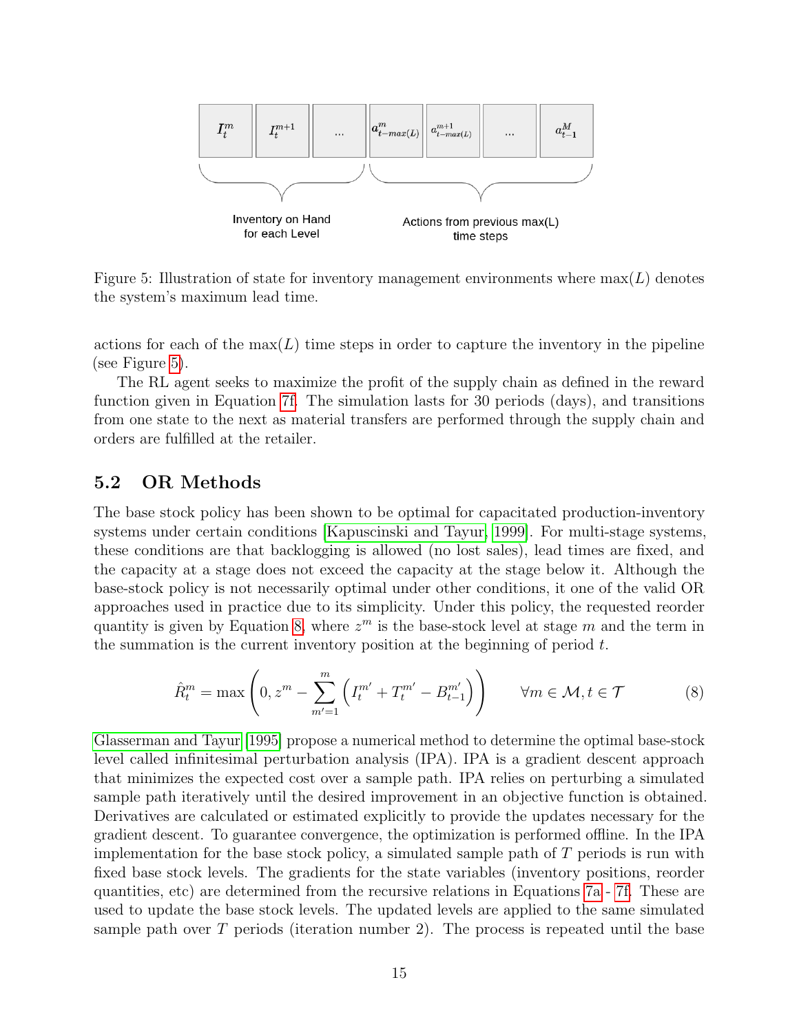| $I_t^m$ | $I_t^{m+1}$ | ... | $a_{t-max(L)}^m$ | $a_{t-max(L)}^{m+1}$ | ... | $a_{t-1}^M$ |
|---|---|---|---|---|---|---|

Inventory on Hand for each Level — Actions from previous max(L) time steps

Figure 5: Illustration of state for inventory management environments where $\max(L)$ denotes the system's maximum lead time.

actions for each of the $\max(L)$ time steps in order to capture the inventory in the pipeline (see Figure 5).

The RL agent seeks to maximize the profit of the supply chain as defined in the reward function given in Equation 7f. The simulation lasts for 30 periods (days), and transitions from one state to the next as material transfers are performed through the supply chain and orders are fulfilled at the retailer.

## 5.2 OR Methods

The base stock policy has been shown to be optimal for capacitated production-inventory systems under certain conditions [Kapuscinski and Tayur, 1999]. For multi-stage systems, these conditions are that backlogging is allowed (no lost sales), lead times are fixed, and the capacity at a stage does not exceed the capacity at the stage below it. Although the base-stock policy is not necessarily optimal under other conditions, it one of the valid OR approaches used in practice due to its simplicity. Under this policy, the requested reorder quantity is given by Equation 8, where $z^m$ is the base-stock level at stage $m$ and the term in the summation is the current inventory position at the beginning of period $t$.

$$\hat{R}_t^m = \max\left(0, z^m - \sum_{m'=1}^{m}\left(I_t^{m'} + T_t^{m'} - B_{t-1}^{m'}\right)\right) \qquad \forall m \in \mathcal{M}, t \in \mathcal{T} \tag{8}$$

Glasserman and Tayur [1995] propose a numerical method to determine the optimal base-stock level called infinitesimal perturbation analysis (IPA). IPA is a gradient descent approach that minimizes the expected cost over a sample path. IPA relies on perturbing a simulated sample path iteratively until the desired improvement in an objective function is obtained. Derivatives are calculated or estimated explicitly to provide the updates necessary for the gradient descent. To guarantee convergence, the optimization is performed offline. In the IPA implementation for the base stock policy, a simulated sample path of $T$ periods is run with fixed base stock levels. The gradients for the state variables (inventory positions, reorder quantities, etc) are determined from the recursive relations in Equations 7a - 7f. These are used to update the base stock levels. The updated levels are applied to the same simulated sample path over $T$ periods (iteration number 2). The process is repeated until the base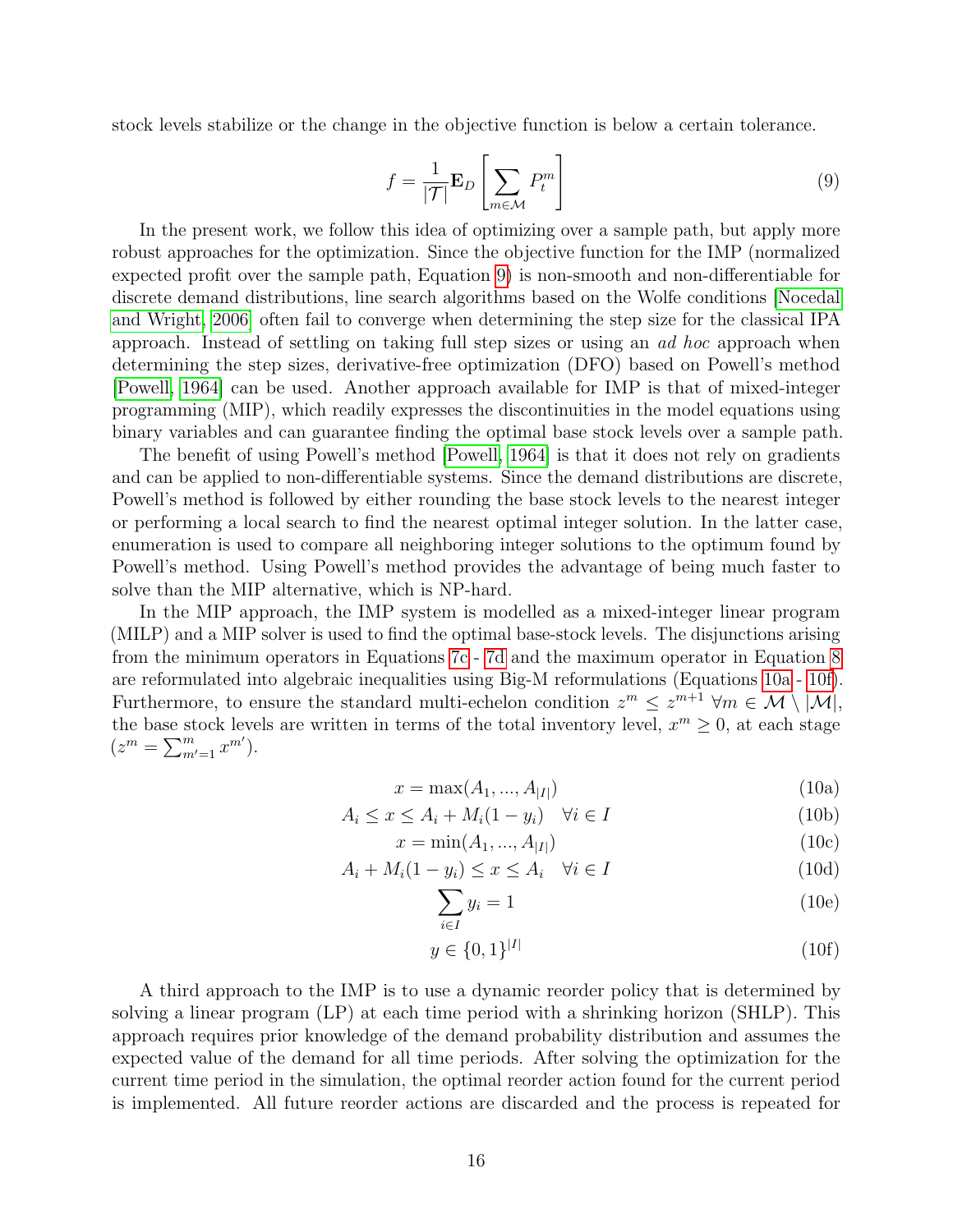stock levels stabilize or the change in the objective function is below a certain tolerance.

$$f = \frac{1}{|\mathcal{T}|}\mathbf{E}_D\left[\sum_{m\in\mathcal{M}} P_t^m\right] \tag{9}$$

In the present work, we follow this idea of optimizing over a sample path, but apply more robust approaches for the optimization. Since the objective function for the IMP (normalized expected profit over the sample path, Equation 9) is non-smooth and non-differentiable for discrete demand distributions, line search algorithms based on the Wolfe conditions [Nocedal and Wright, 2006] often fail to converge when determining the step size for the classical IPA approach. Instead of settling on taking full step sizes or using an *ad hoc* approach when determining the step sizes, derivative-free optimization (DFO) based on Powell's method [Powell, 1964] can be used. Another approach available for IMP is that of mixed-integer programming (MIP), which readily expresses the discontinuities in the model equations using binary variables and can guarantee finding the optimal base stock levels over a sample path.

The benefit of using Powell's method [Powell, 1964] is that it does not rely on gradients and can be applied to non-differentiable systems. Since the demand distributions are discrete, Powell's method is followed by either rounding the base stock levels to the nearest integer or performing a local search to find the nearest optimal integer solution. In the latter case, enumeration is used to compare all neighboring integer solutions to the optimum found by Powell's method. Using Powell's method provides the advantage of being much faster to solve than the MIP alternative, which is NP-hard.

In the MIP approach, the IMP system is modelled as a mixed-integer linear program (MILP) and a MIP solver is used to find the optimal base-stock levels. The disjunctions arising from the minimum operators in Equations 7c - 7d and the maximum operator in Equation 8 are reformulated into algebraic inequalities using Big-M reformulations (Equations 10a - 10f). Furthermore, to ensure the standard multi-echelon condition $z^m \leq z^{m+1}\ \forall m \in \mathcal{M} \setminus |\mathcal{M}|$, the base stock levels are written in terms of the total inventory level, $x^m \geq 0$, at each stage ($z^m = \sum_{m'=1}^{m} x^{m'}$).

$$x = \max(A_1, ..., A_{|I|}) \tag{10a}$$

$$A_i \leq x \leq A_i + M_i(1 - y_i) \quad \forall i \in I \tag{10b}$$

$$x = \min(A_1, ..., A_{|I|}) \tag{10c}$$

$$A_i + M_i(1 - y_i) \leq x \leq A_i \quad \forall i \in I \tag{10d}$$

$$\sum_{i\in I} y_i = 1 \tag{10e}$$

$$y \in \{0, 1\}^{|I|} \tag{10f}$$

A third approach to the IMP is to use a dynamic reorder policy that is determined by solving a linear program (LP) at each time period with a shrinking horizon (SHLP). This approach requires prior knowledge of the demand probability distribution and assumes the expected value of the demand for all time periods. After solving the optimization for the current time period in the simulation, the optimal reorder action found for the current period is implemented. All future reorder actions are discarded and the process is repeated for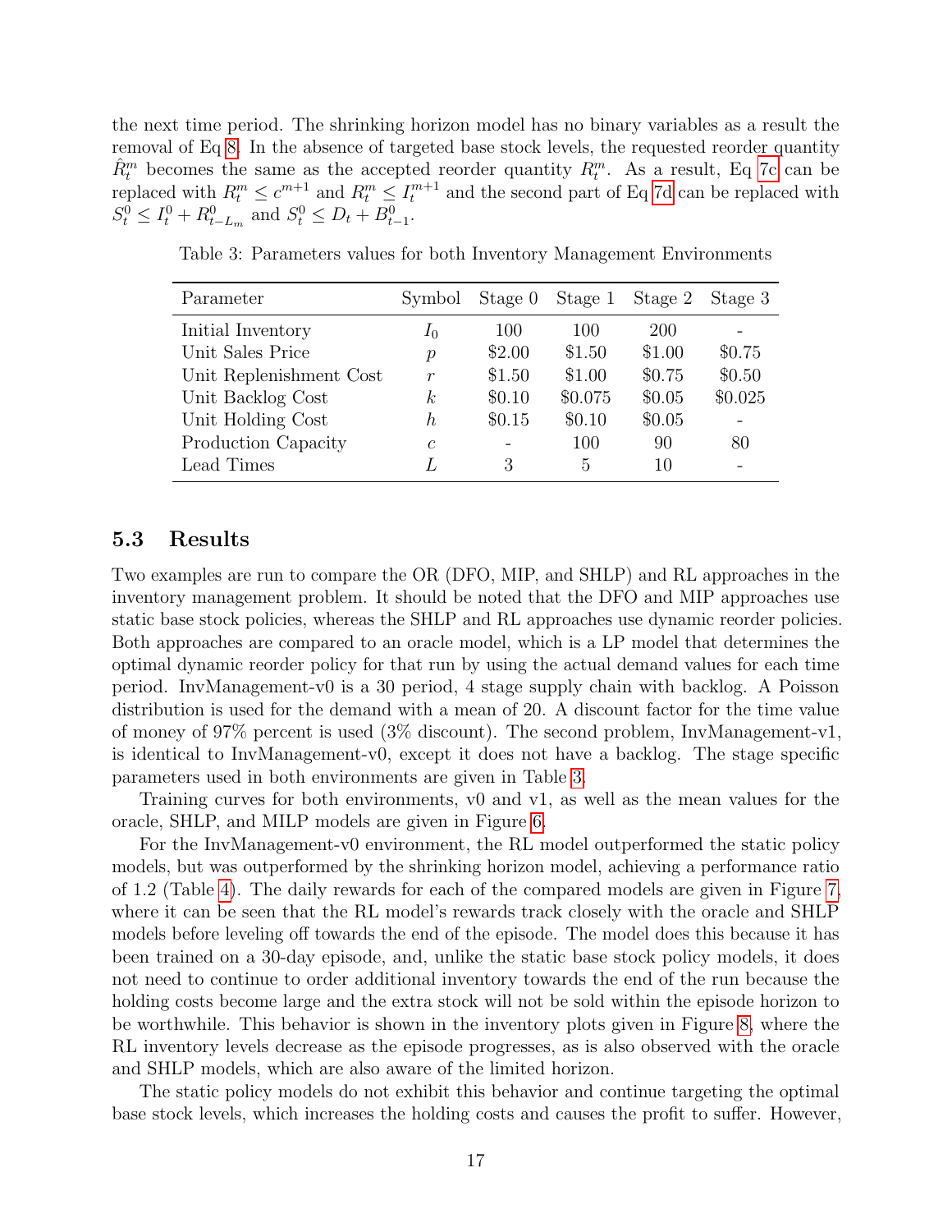the next time period. The shrinking horizon model has no binary variables as a result the removal of Eq 8. In the absence of targeted base stock levels, the requested reorder quantity $\hat{R}_t^m$ becomes the same as the accepted reorder quantity $R_t^m$. As a result, Eq 7c can be replaced with $R_t^m \leq c^{m+1}$ and $R_t^m \leq I_t^{m+1}$ and the second part of Eq 7d can be replaced with $S_t^0 \leq I_t^0 + R_{t-L_m}^0$ and $S_t^0 \leq D_t + B_{t-1}^0$.

Table 3: Parameters values for both Inventory Management Environments

| Parameter | Symbol | Stage 0 | Stage 1 | Stage 2 | Stage 3 |
|---|---|---|---|---|---|
| Initial Inventory | $I_0$ | 100 | 100 | 200 | - |
| Unit Sales Price | $p$ | \$2.00 | \$1.50 | \$1.00 | \$0.75 |
| Unit Replenishment Cost | $r$ | \$1.50 | \$1.00 | \$0.75 | \$0.50 |
| Unit Backlog Cost | $k$ | \$0.10 | \$0.075 | \$0.05 | \$0.025 |
| Unit Holding Cost | $h$ | \$0.15 | \$0.10 | \$0.05 | - |
| Production Capacity | $c$ | - | 100 | 90 | 80 |
| Lead Times | $L$ | 3 | 5 | 10 | - |

### 5.3 Results

Two examples are run to compare the OR (DFO, MIP, and SHLP) and RL approaches in the inventory management problem. It should be noted that the DFO and MIP approaches use static base stock policies, whereas the SHLP and RL approaches use dynamic reorder policies. Both approaches are compared to an oracle model, which is a LP model that determines the optimal dynamic reorder policy for that run by using the actual demand values for each time period. InvManagement-v0 is a 30 period, 4 stage supply chain with backlog. A Poisson distribution is used for the demand with a mean of 20. A discount factor for the time value of money of 97% percent is used (3% discount). The second problem, InvManagement-v1, is identical to InvManagement-v0, except it does not have a backlog. The stage specific parameters used in both environments are given in Table 3.

Training curves for both environments, v0 and v1, as well as the mean values for the oracle, SHLP, and MILP models are given in Figure 6.

For the InvManagement-v0 environment, the RL model outperformed the static policy models, but was outperformed by the shrinking horizon model, achieving a performance ratio of 1.2 (Table 4). The daily rewards for each of the compared models are given in Figure 7, where it can be seen that the RL model's rewards track closely with the oracle and SHLP models before leveling off towards the end of the episode. The model does this because it has been trained on a 30-day episode, and, unlike the static base stock policy models, it does not need to continue to order additional inventory towards the end of the run because the holding costs become large and the extra stock will not be sold within the episode horizon to be worthwhile. This behavior is shown in the inventory plots given in Figure 8, where the RL inventory levels decrease as the episode progresses, as is also observed with the oracle and SHLP models, which are also aware of the limited horizon.

The static policy models do not exhibit this behavior and continue targeting the optimal base stock levels, which increases the holding costs and causes the profit to suffer. However,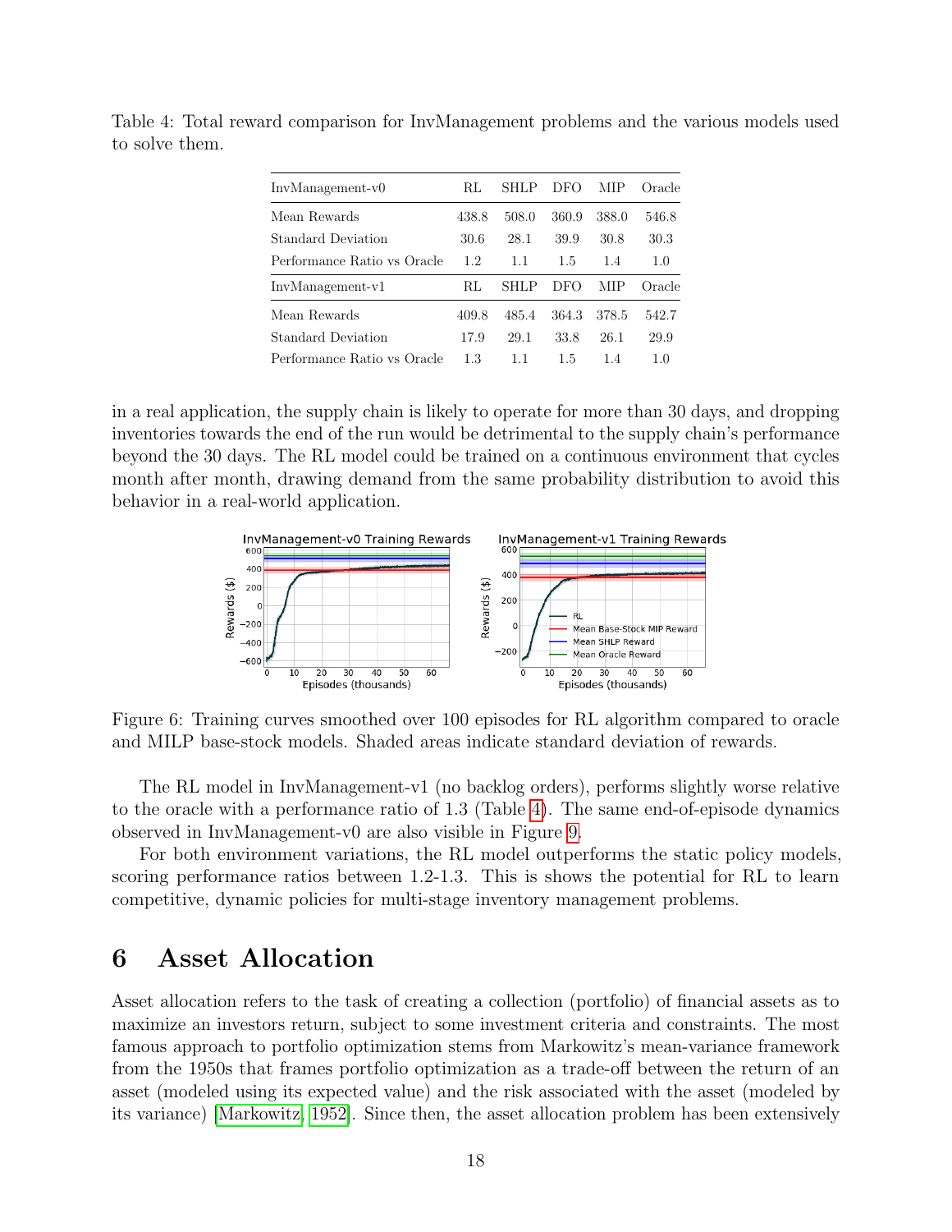Table 4: Total reward comparison for InvManagement problems and the various models used to solve them.

| InvManagement-v0 | RL | SHLP | DFO | MIP | Oracle |
|---|---|---|---|---|---|
| Mean Rewards | 438.8 | 508.0 | 360.9 | 388.0 | 546.8 |
| Standard Deviation | 30.6 | 28.1 | 39.9 | 30.8 | 30.3 |
| Performance Ratio vs Oracle | 1.2 | 1.1 | 1.5 | 1.4 | 1.0 |
| **InvManagement-v1** | **RL** | **SHLP** | **DFO** | **MIP** | **Oracle** |
| Mean Rewards | 409.8 | 485.4 | 364.3 | 378.5 | 542.7 |
| Standard Deviation | 17.9 | 29.1 | 33.8 | 26.1 | 29.9 |
| Performance Ratio vs Oracle | 1.3 | 1.1 | 1.5 | 1.4 | 1.0 |

in a real application, the supply chain is likely to operate for more than 30 days, and dropping inventories towards the end of the run would be detrimental to the supply chain's performance beyond the 30 days. The RL model could be trained on a continuous environment that cycles month after month, drawing demand from the same probability distribution to avoid this behavior in a real-world application.

Figure 6: Training curves smoothed over 100 episodes for RL algorithm compared to oracle and MILP base-stock models. Shaded areas indicate standard deviation of rewards.

The RL model in InvManagement-v1 (no backlog orders), performs slightly worse relative to the oracle with a performance ratio of 1.3 (Table 4). The same end-of-episode dynamics observed in InvManagement-v0 are also visible in Figure 9.

For both environment variations, the RL model outperforms the static policy models, scoring performance ratios between 1.2-1.3. This is shows the potential for RL to learn competitive, dynamic policies for multi-stage inventory management problems.

# 6 Asset Allocation

Asset allocation refers to the task of creating a collection (portfolio) of financial assets as to maximize an investors return, subject to some investment criteria and constraints. The most famous approach to portfolio optimization stems from Markowitz's mean-variance framework from the 1950s that frames portfolio optimization as a trade-off between the return of an asset (modeled using its expected value) and the risk associated with the asset (modeled by its variance) [Markowitz, 1952]. Since then, the asset allocation problem has been extensively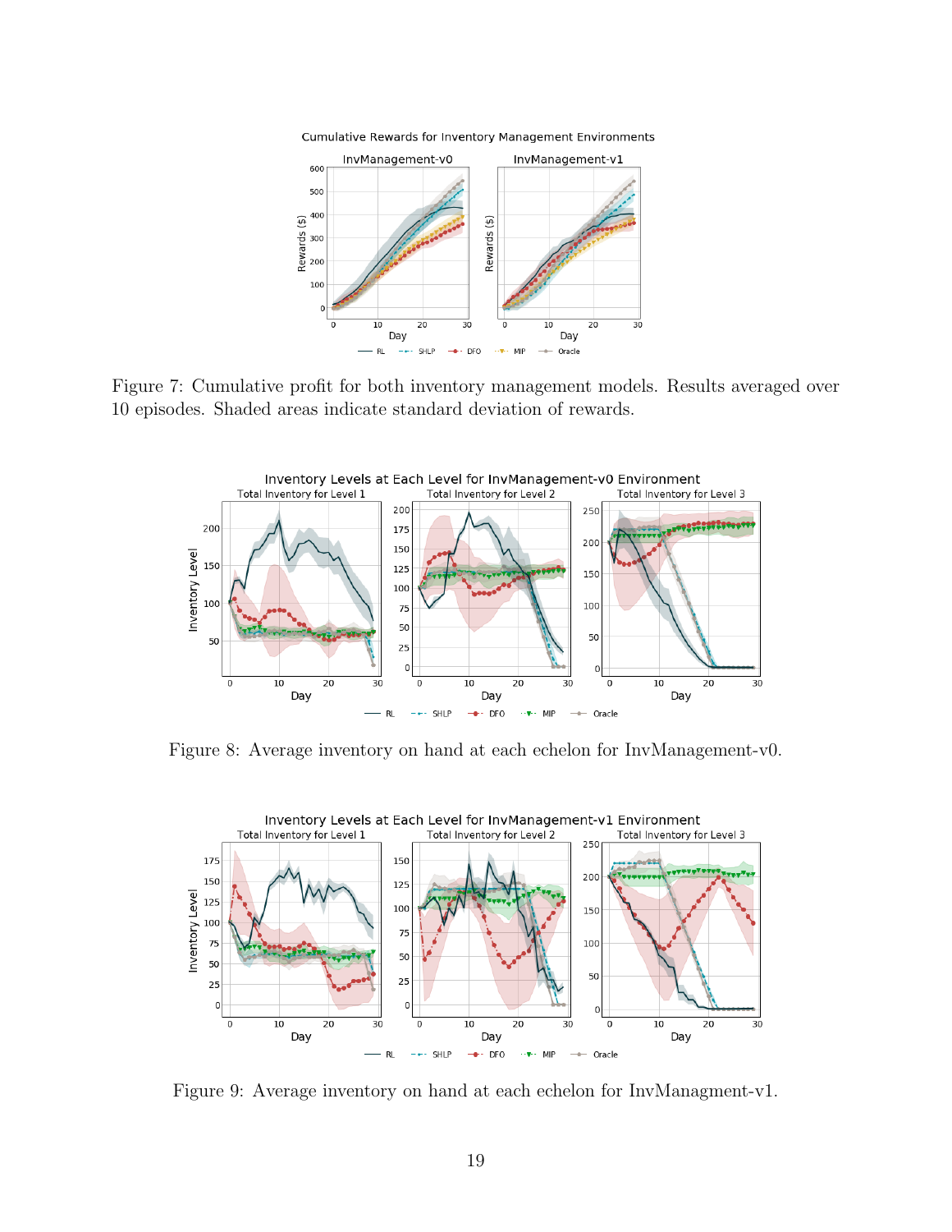Figure 7: Cumulative profit for both inventory management models. Results averaged over 10 episodes. Shaded areas indicate standard deviation of rewards.

Figure 8: Average inventory on hand at each echelon for InvManagement-v0.

Figure 9: Average inventory on hand at each echelon for InvManagment-v1.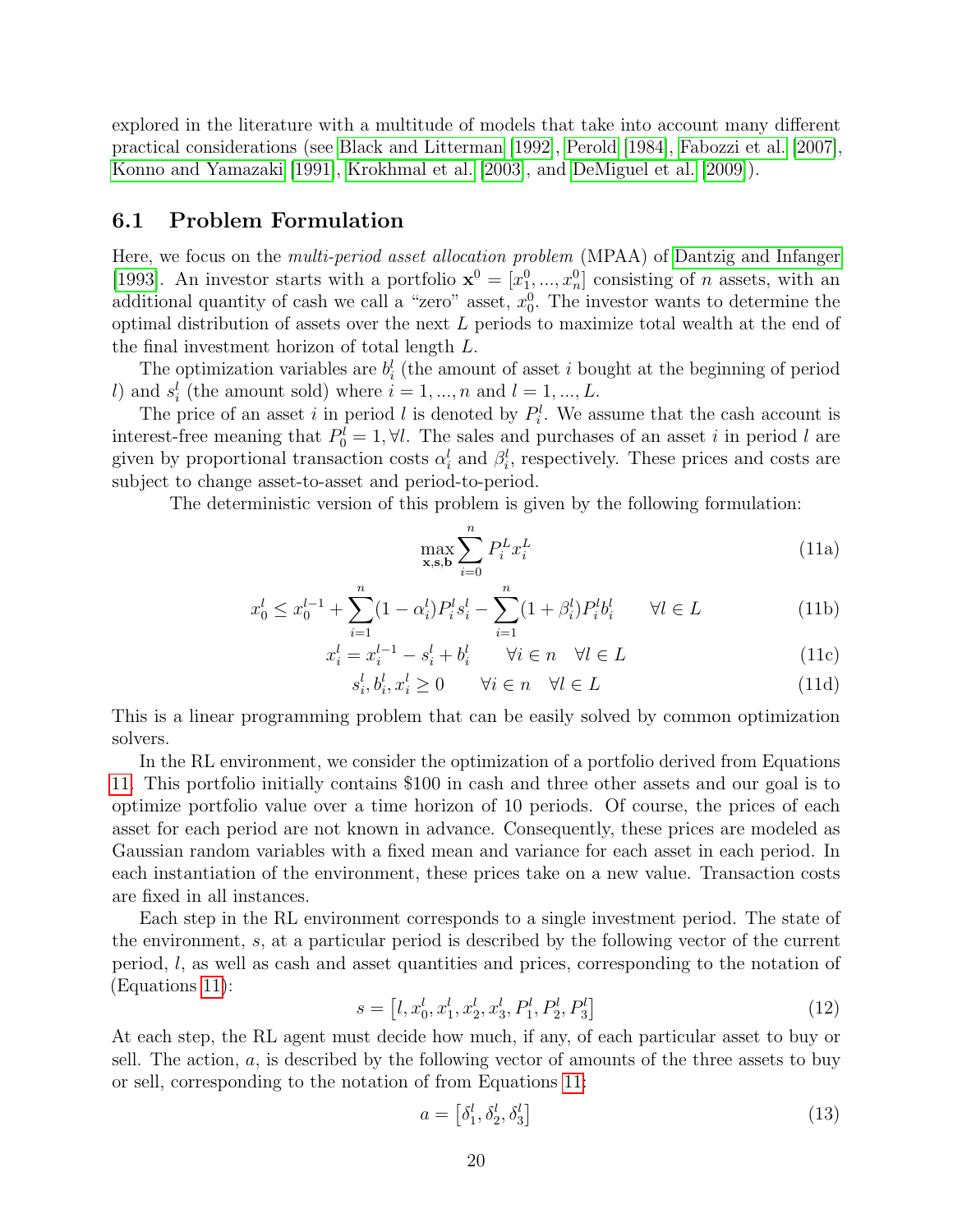explored in the literature with a multitude of models that take into account many different practical considerations (see Black and Litterman [1992], Perold [1984], Fabozzi et al. [2007], Konno and Yamazaki [1991], Krokhmal et al. [2003], and DeMiguel et al. [2009]).

## 6.1 Problem Formulation

Here, we focus on the *multi-period asset allocation problem* (MPAA) of Dantzig and Infanger [1993]. An investor starts with a portfolio $\mathbf{x}^0 = [x_1^0, ..., x_n^0]$ consisting of $n$ assets, with an additional quantity of cash we call a "zero" asset, $x_0^0$. The investor wants to determine the optimal distribution of assets over the next $L$ periods to maximize total wealth at the end of the final investment horizon of total length $L$.

The optimization variables are $b_i^l$ (the amount of asset $i$ bought at the beginning of period $l$) and $s_i^l$ (the amount sold) where $i = 1, ..., n$ and $l = 1, ..., L$.

The price of an asset $i$ in period $l$ is denoted by $P_i^l$. We assume that the cash account is interest-free meaning that $P_0^l = 1, \forall l$. The sales and purchases of an asset $i$ in period $l$ are given by proportional transaction costs $\alpha_i^l$ and $\beta_i^l$, respectively. These prices and costs are subject to change asset-to-asset and period-to-period.

The deterministic version of this problem is given by the following formulation:

$$\max_{\mathbf{x},\mathbf{s},\mathbf{b}} \sum_{i=0}^{n} P_i^L x_i^L \tag{11a}$$

$$x_0^l \leq x_0^{l-1} + \sum_{i=1}^{n}(1-\alpha_i^l)P_i^l s_i^l - \sum_{i=1}^{n}(1+\beta_i^l)P_i^l b_i^l \qquad \forall l \in L \tag{11b}$$

$$x_i^l = x_i^{l-1} - s_i^l + b_i^l \qquad \forall i \in n \quad \forall l \in L \tag{11c}$$

$$s_i^l, b_i^l, x_i^l \geq 0 \qquad \forall i \in n \quad \forall l \in L \tag{11d}$$

This is a linear programming problem that can be easily solved by common optimization solvers.

In the RL environment, we consider the optimization of a portfolio derived from Equations 11. This portfolio initially contains \$100 in cash and three other assets and our goal is to optimize portfolio value over a time horizon of 10 periods. Of course, the prices of each asset for each period are not known in advance. Consequently, these prices are modeled as Gaussian random variables with a fixed mean and variance for each asset in each period. In each instantiation of the environment, these prices take on a new value. Transaction costs are fixed in all instances.

Each step in the RL environment corresponds to a single investment period. The state of the environment, $s$, at a particular period is described by the following vector of the current period, $l$, as well as cash and asset quantities and prices, corresponding to the notation of (Equations 11):

$$s = \left[l, x_0^l, x_1^l, x_2^l, x_3^l, P_1^l, P_2^l, P_3^l\right] \tag{12}$$

At each step, the RL agent must decide how much, if any, of each particular asset to buy or sell. The action, $a$, is described by the following vector of amounts of the three assets to buy or sell, corresponding to the notation of from Equations 11:

$$a = \left[\delta_1^l, \delta_2^l, \delta_3^l\right] \tag{13}$$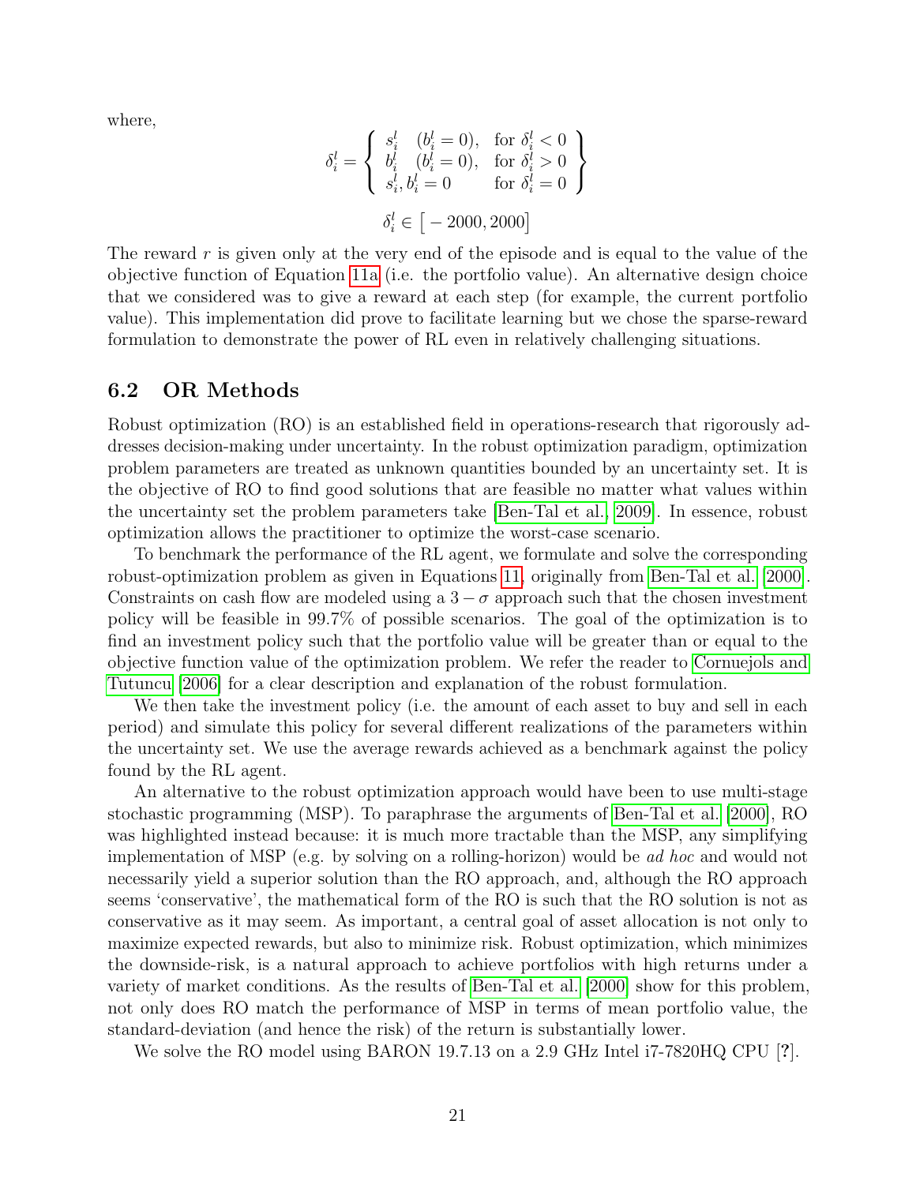where,

$$\delta_i^l = \left\{ \begin{array}{lll} s_i^l & (b_i^l = 0), & \text{for } \delta_i^l < 0 \\ b_i^l & (b_i^l = 0), & \text{for } \delta_i^l > 0 \\ s_i^l, b_i^l = 0 & & \text{for } \delta_i^l = 0 \end{array} \right\}$$

$$\delta_i^l \in \big[-2000, 2000\big]$$

The reward $r$ is given only at the very end of the episode and is equal to the value of the objective function of Equation 11a (i.e. the portfolio value). An alternative design choice that we considered was to give a reward at each step (for example, the current portfolio value). This implementation did prove to facilitate learning but we chose the sparse-reward formulation to demonstrate the power of RL even in relatively challenging situations.

## 6.2 OR Methods

Robust optimization (RO) is an established field in operations-research that rigorously addresses decision-making under uncertainty. In the robust optimization paradigm, optimization problem parameters are treated as unknown quantities bounded by an uncertainty set. It is the objective of RO to find good solutions that are feasible no matter what values within the uncertainty set the problem parameters take [Ben-Tal et al., 2009]. In essence, robust optimization allows the practitioner to optimize the worst-case scenario.

To benchmark the performance of the RL agent, we formulate and solve the corresponding robust-optimization problem as given in Equations 11, originally from Ben-Tal et al. [2000]. Constraints on cash flow are modeled using a $3-\sigma$ approach such that the chosen investment policy will be feasible in 99.7% of possible scenarios. The goal of the optimization is to find an investment policy such that the portfolio value will be greater than or equal to the objective function value of the optimization problem. We refer the reader to Cornuejols and Tutuncu [2006] for a clear description and explanation of the robust formulation.

We then take the investment policy (i.e. the amount of each asset to buy and sell in each period) and simulate this policy for several different realizations of the parameters within the uncertainty set. We use the average rewards achieved as a benchmark against the policy found by the RL agent.

An alternative to the robust optimization approach would have been to use multi-stage stochastic programming (MSP). To paraphrase the arguments of Ben-Tal et al. [2000], RO was highlighted instead because: it is much more tractable than the MSP, any simplifying implementation of MSP (e.g. by solving on a rolling-horizon) would be *ad hoc* and would not necessarily yield a superior solution than the RO approach, and, although the RO approach seems 'conservative', the mathematical form of the RO is such that the RO solution is not as conservative as it may seem. As important, a central goal of asset allocation is not only to maximize expected rewards, but also to minimize risk. Robust optimization, which minimizes the downside-risk, is a natural approach to achieve portfolios with high returns under a variety of market conditions. As the results of Ben-Tal et al. [2000] show for this problem, not only does RO match the performance of MSP in terms of mean portfolio value, the standard-deviation (and hence the risk) of the return is substantially lower.

We solve the RO model using BARON 19.7.13 on a 2.9 GHz Intel i7-7820HQ CPU [?].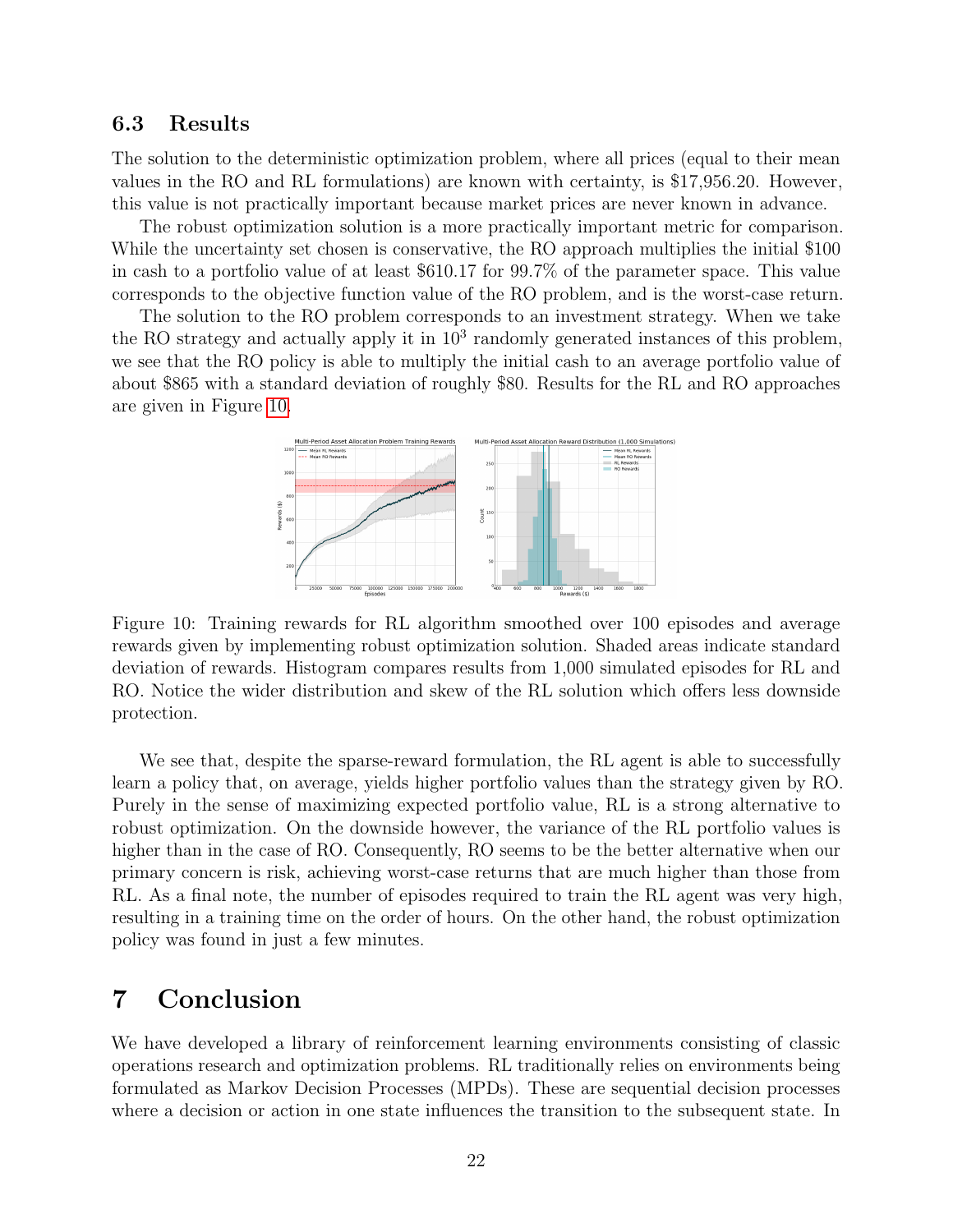### 6.3 Results

The solution to the deterministic optimization problem, where all prices (equal to their mean values in the RO and RL formulations) are known with certainty, is \$17,956.20. However, this value is not practically important because market prices are never known in advance.

The robust optimization solution is a more practically important metric for comparison. While the uncertainty set chosen is conservative, the RO approach multiplies the initial \$100 in cash to a portfolio value of at least \$610.17 for 99.7% of the parameter space. This value corresponds to the objective function value of the RO problem, and is the worst-case return.

The solution to the RO problem corresponds to an investment strategy. When we take the RO strategy and actually apply it in $10^3$ randomly generated instances of this problem, we see that the RO policy is able to multiply the initial cash to an average portfolio value of about \$865 with a standard deviation of roughly \$80. Results for the RL and RO approaches are given in Figure 10.

Figure 10: Training rewards for RL algorithm smoothed over 100 episodes and average rewards given by implementing robust optimization solution. Shaded areas indicate standard deviation of rewards. Histogram compares results from 1,000 simulated episodes for RL and RO. Notice the wider distribution and skew of the RL solution which offers less downside protection.

We see that, despite the sparse-reward formulation, the RL agent is able to successfully learn a policy that, on average, yields higher portfolio values than the strategy given by RO. Purely in the sense of maximizing expected portfolio value, RL is a strong alternative to robust optimization. On the downside however, the variance of the RL portfolio values is higher than in the case of RO. Consequently, RO seems to be the better alternative when our primary concern is risk, achieving worst-case returns that are much higher than those from RL. As a final note, the number of episodes required to train the RL agent was very high, resulting in a training time on the order of hours. On the other hand, the robust optimization policy was found in just a few minutes.

# 7 Conclusion

We have developed a library of reinforcement learning environments consisting of classic operations research and optimization problems. RL traditionally relies on environments being formulated as Markov Decision Processes (MPDs). These are sequential decision processes where a decision or action in one state influences the transition to the subsequent state. In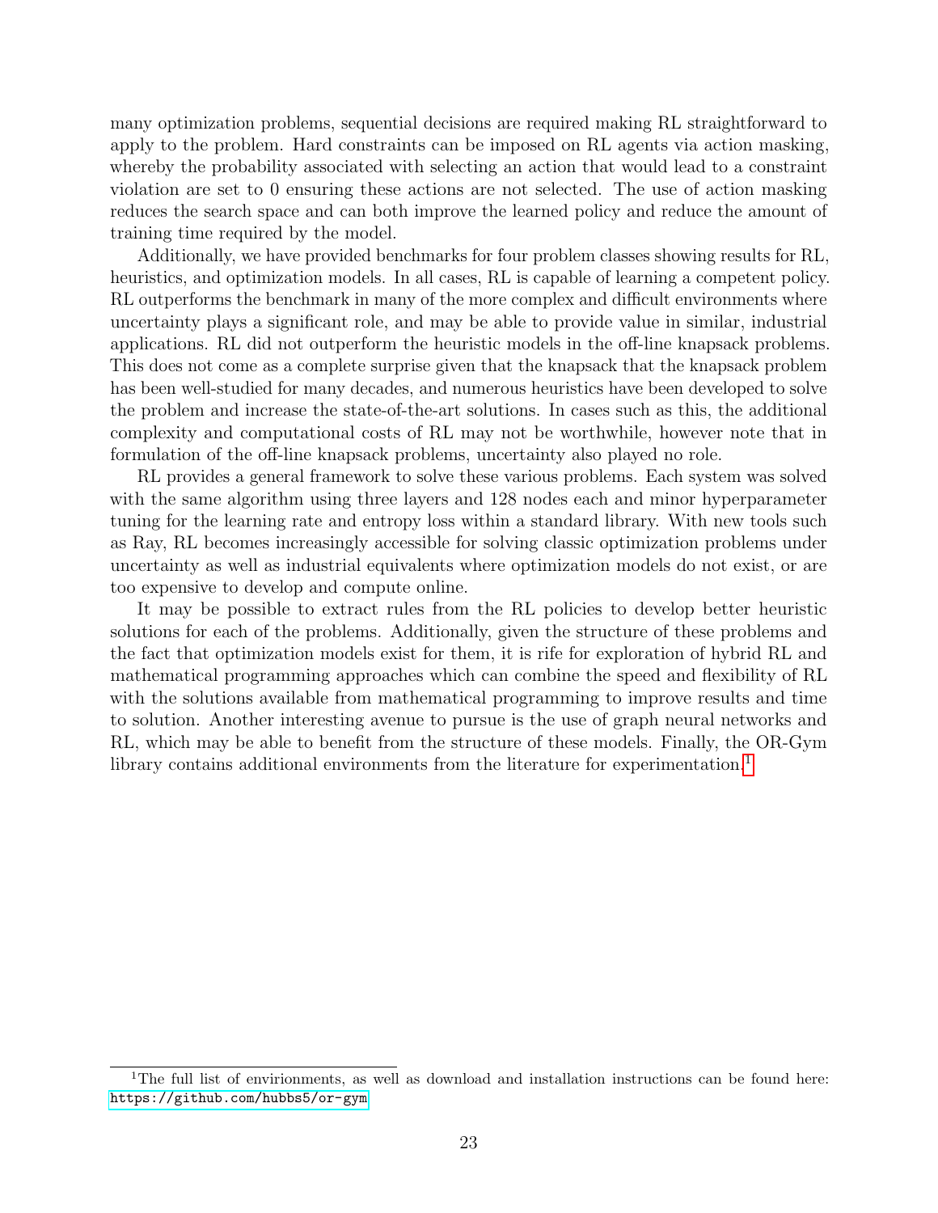many optimization problems, sequential decisions are required making RL straightforward to apply to the problem. Hard constraints can be imposed on RL agents via action masking, whereby the probability associated with selecting an action that would lead to a constraint violation are set to 0 ensuring these actions are not selected. The use of action masking reduces the search space and can both improve the learned policy and reduce the amount of training time required by the model.

Additionally, we have provided benchmarks for four problem classes showing results for RL, heuristics, and optimization models. In all cases, RL is capable of learning a competent policy. RL outperforms the benchmark in many of the more complex and difficult environments where uncertainty plays a significant role, and may be able to provide value in similar, industrial applications. RL did not outperform the heuristic models in the off-line knapsack problems. This does not come as a complete surprise given that the knapsack that the knapsack problem has been well-studied for many decades, and numerous heuristics have been developed to solve the problem and increase the state-of-the-art solutions. In cases such as this, the additional complexity and computational costs of RL may not be worthwhile, however note that in formulation of the off-line knapsack problems, uncertainty also played no role.

RL provides a general framework to solve these various problems. Each system was solved with the same algorithm using three layers and 128 nodes each and minor hyperparameter tuning for the learning rate and entropy loss within a standard library. With new tools such as Ray, RL becomes increasingly accessible for solving classic optimization problems under uncertainty as well as industrial equivalents where optimization models do not exist, or are too expensive to develop and compute online.

It may be possible to extract rules from the RL policies to develop better heuristic solutions for each of the problems. Additionally, given the structure of these problems and the fact that optimization models exist for them, it is rife for exploration of hybrid RL and mathematical programming approaches which can combine the speed and flexibility of RL with the solutions available from mathematical programming to improve results and time to solution. Another interesting avenue to pursue is the use of graph neural networks and RL, which may be able to benefit from the structure of these models. Finally, the OR-Gym library contains additional environments from the literature for experimentation.[1]

[1] The full list of envirionments, as well as download and installation instructions can be found here: https://github.com/hubbs5/or-gym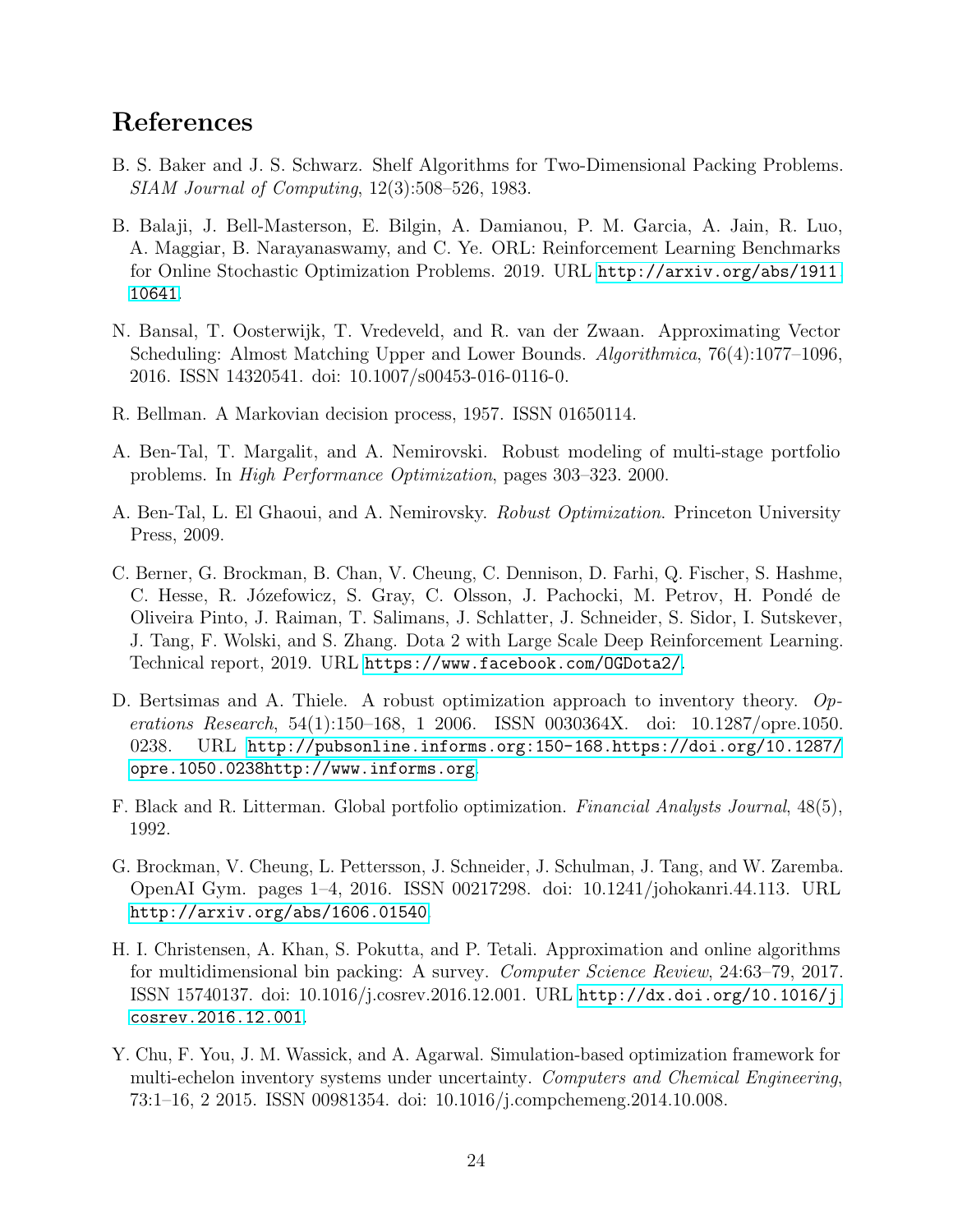# References

B. S. Baker and J. S. Schwarz. Shelf Algorithms for Two-Dimensional Packing Problems. *SIAM Journal of Computing*, 12(3):508–526, 1983.

B. Balaji, J. Bell-Masterson, E. Bilgin, A. Damianou, P. M. Garcia, A. Jain, R. Luo, A. Maggiar, B. Narayanaswamy, and C. Ye. ORL: Reinforcement Learning Benchmarks for Online Stochastic Optimization Problems. 2019. URL http://arxiv.org/abs/1911.10641.

N. Bansal, T. Oosterwijk, T. Vredeveld, and R. van der Zwaan. Approximating Vector Scheduling: Almost Matching Upper and Lower Bounds. *Algorithmica*, 76(4):1077–1096, 2016. ISSN 14320541. doi: 10.1007/s00453-016-0116-0.

R. Bellman. A Markovian decision process, 1957. ISSN 01650114.

A. Ben-Tal, T. Margalit, and A. Nemirovski. Robust modeling of multi-stage portfolio problems. In *High Performance Optimization*, pages 303–323. 2000.

A. Ben-Tal, L. El Ghaoui, and A. Nemirovsky. *Robust Optimization*. Princeton University Press, 2009.

C. Berner, G. Brockman, B. Chan, V. Cheung, C. Dennison, D. Farhi, Q. Fischer, S. Hashme, C. Hesse, R. Józefowicz, S. Gray, C. Olsson, J. Pachocki, M. Petrov, H. Pondé de Oliveira Pinto, J. Raiman, T. Salimans, J. Schlatter, J. Schneider, S. Sidor, I. Sutskever, J. Tang, F. Wolski, and S. Zhang. Dota 2 with Large Scale Deep Reinforcement Learning. Technical report, 2019. URL https://www.facebook.com/OGDota2/.

D. Bertsimas and A. Thiele. A robust optimization approach to inventory theory. *Operations Research*, 54(1):150–168, 1 2006. ISSN 0030364X. doi: 10.1287/opre.1050.0238. URL http://pubsonline.informs.org:150-168.https://doi.org/10.1287/opre.1050.0238http://www.informs.org.

F. Black and R. Litterman. Global portfolio optimization. *Financial Analysts Journal*, 48(5), 1992.

G. Brockman, V. Cheung, L. Pettersson, J. Schneider, J. Schulman, J. Tang, and W. Zaremba. OpenAI Gym. pages 1–4, 2016. ISSN 00217298. doi: 10.1241/johokanri.44.113. URL http://arxiv.org/abs/1606.01540.

H. I. Christensen, A. Khan, S. Pokutta, and P. Tetali. Approximation and online algorithms for multidimensional bin packing: A survey. *Computer Science Review*, 24:63–79, 2017. ISSN 15740137. doi: 10.1016/j.cosrev.2016.12.001. URL http://dx.doi.org/10.1016/j.cosrev.2016.12.001.

Y. Chu, F. You, J. M. Wassick, and A. Agarwal. Simulation-based optimization framework for multi-echelon inventory systems under uncertainty. *Computers and Chemical Engineering*, 73:1–16, 2 2015. ISSN 00981354. doi: 10.1016/j.compchemeng.2014.10.008.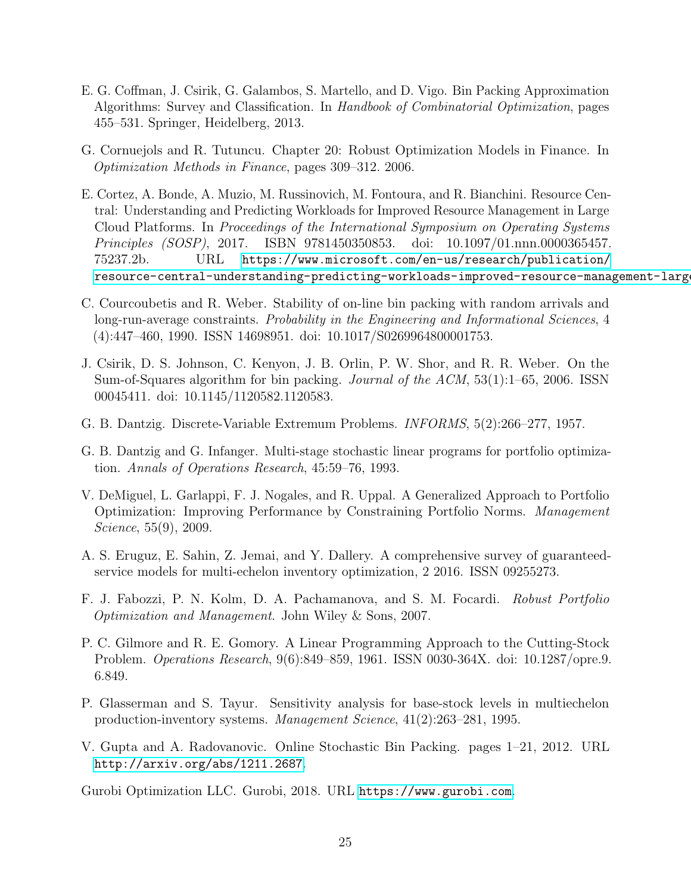E. G. Coffman, J. Csirik, G. Galambos, S. Martello, and D. Vigo. Bin Packing Approximation Algorithms: Survey and Classification. In *Handbook of Combinatorial Optimization*, pages 455–531. Springer, Heidelberg, 2013.

G. Cornuejols and R. Tutuncu. Chapter 20: Robust Optimization Models in Finance. In *Optimization Methods in Finance*, pages 309–312. 2006.

E. Cortez, A. Bonde, A. Muzio, M. Russinovich, M. Fontoura, and R. Bianchini. Resource Central: Understanding and Predicting Workloads for Improved Resource Management in Large Cloud Platforms. In *Proceedings of the International Symposium on Operating Systems Principles (SOSP)*, 2017. ISBN 9781450350853. doi: 10.1097/01.nnn.0000365457.75237.2b. URL https://www.microsoft.com/en-us/research/publication/resource-central-understanding-predicting-workloads-improved-resource-management-large

C. Courcoubetis and R. Weber. Stability of on-line bin packing with random arrivals and long-run-average constraints. *Probability in the Engineering and Informational Sciences*, 4 (4):447–460, 1990. ISSN 14698951. doi: 10.1017/S0269964800001753.

J. Csirik, D. S. Johnson, C. Kenyon, J. B. Orlin, P. W. Shor, and R. R. Weber. On the Sum-of-Squares algorithm for bin packing. *Journal of the ACM*, 53(1):1–65, 2006. ISSN 00045411. doi: 10.1145/1120582.1120583.

G. B. Dantzig. Discrete-Variable Extremum Problems. *INFORMS*, 5(2):266–277, 1957.

G. B. Dantzig and G. Infanger. Multi-stage stochastic linear programs for portfolio optimization. *Annals of Operations Research*, 45:59–76, 1993.

V. DeMiguel, L. Garlappi, F. J. Nogales, and R. Uppal. A Generalized Approach to Portfolio Optimization: Improving Performance by Constraining Portfolio Norms. *Management Science*, 55(9), 2009.

A. S. Eruguz, E. Sahin, Z. Jemai, and Y. Dallery. A comprehensive survey of guaranteed-service models for multi-echelon inventory optimization, 2 2016. ISSN 09255273.

F. J. Fabozzi, P. N. Kolm, D. A. Pachamanova, and S. M. Focardi. *Robust Portfolio Optimization and Management*. John Wiley & Sons, 2007.

P. C. Gilmore and R. E. Gomory. A Linear Programming Approach to the Cutting-Stock Problem. *Operations Research*, 9(6):849–859, 1961. ISSN 0030-364X. doi: 10.1287/opre.9.6.849.

P. Glasserman and S. Tayur. Sensitivity analysis for base-stock levels in multiechelon production-inventory systems. *Management Science*, 41(2):263–281, 1995.

V. Gupta and A. Radovanovic. Online Stochastic Bin Packing. pages 1–21, 2012. URL http://arxiv.org/abs/1211.2687.

Gurobi Optimization LLC. Gurobi, 2018. URL https://www.gurobi.com.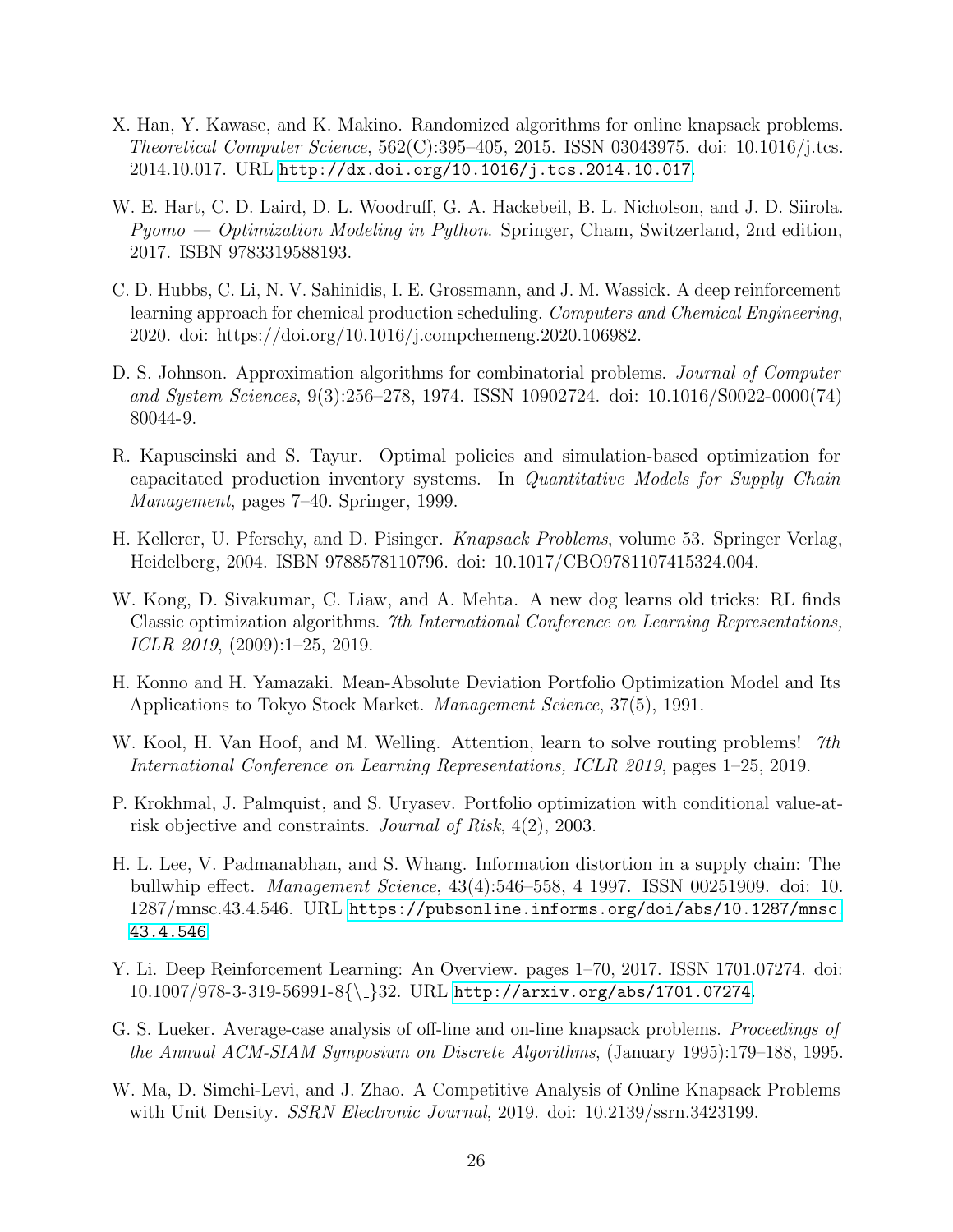X. Han, Y. Kawase, and K. Makino. Randomized algorithms for online knapsack problems. *Theoretical Computer Science*, 562(C):395–405, 2015. ISSN 03043975. doi: 10.1016/j.tcs.2014.10.017. URL http://dx.doi.org/10.1016/j.tcs.2014.10.017.

W. E. Hart, C. D. Laird, D. L. Woodruff, G. A. Hackebeil, B. L. Nicholson, and J. D. Siirola. *Pyomo — Optimization Modeling in Python*. Springer, Cham, Switzerland, 2nd edition, 2017. ISBN 9783319588193.

C. D. Hubbs, C. Li, N. V. Sahinidis, I. E. Grossmann, and J. M. Wassick. A deep reinforcement learning approach for chemical production scheduling. *Computers and Chemical Engineering*, 2020. doi: https://doi.org/10.1016/j.compchemeng.2020.106982.

D. S. Johnson. Approximation algorithms for combinatorial problems. *Journal of Computer and System Sciences*, 9(3):256–278, 1974. ISSN 10902724. doi: 10.1016/S0022-0000(74)80044-9.

R. Kapuscinski and S. Tayur. Optimal policies and simulation-based optimization for capacitated production inventory systems. In *Quantitative Models for Supply Chain Management*, pages 7–40. Springer, 1999.

H. Kellerer, U. Pferschy, and D. Pisinger. *Knapsack Problems*, volume 53. Springer Verlag, Heidelberg, 2004. ISBN 9788578110796. doi: 10.1017/CBO9781107415324.004.

W. Kong, D. Sivakumar, C. Liaw, and A. Mehta. A new dog learns old tricks: RL finds Classic optimization algorithms. *7th International Conference on Learning Representations, ICLR 2019*, (2009):1–25, 2019.

H. Konno and H. Yamazaki. Mean-Absolute Deviation Portfolio Optimization Model and Its Applications to Tokyo Stock Market. *Management Science*, 37(5), 1991.

W. Kool, H. Van Hoof, and M. Welling. Attention, learn to solve routing problems! *7th International Conference on Learning Representations, ICLR 2019*, pages 1–25, 2019.

P. Krokhmal, J. Palmquist, and S. Uryasev. Portfolio optimization with conditional value-at-risk objective and constraints. *Journal of Risk*, 4(2), 2003.

H. L. Lee, V. Padmanabhan, and S. Whang. Information distortion in a supply chain: The bullwhip effect. *Management Science*, 43(4):546–558, 4 1997. ISSN 00251909. doi: 10.1287/mnsc.43.4.546. URL https://pubsonline.informs.org/doi/abs/10.1287/mnsc.43.4.546.

Y. Li. Deep Reinforcement Learning: An Overview. pages 1–70, 2017. ISSN 1701.07274. doi: 10.1007/978-3-319-56991-8{\_}32. URL http://arxiv.org/abs/1701.07274.

G. S. Lueker. Average-case analysis of off-line and on-line knapsack problems. *Proceedings of the Annual ACM-SIAM Symposium on Discrete Algorithms*, (January 1995):179–188, 1995.

W. Ma, D. Simchi-Levi, and J. Zhao. A Competitive Analysis of Online Knapsack Problems with Unit Density. *SSRN Electronic Journal*, 2019. doi: 10.2139/ssrn.3423199.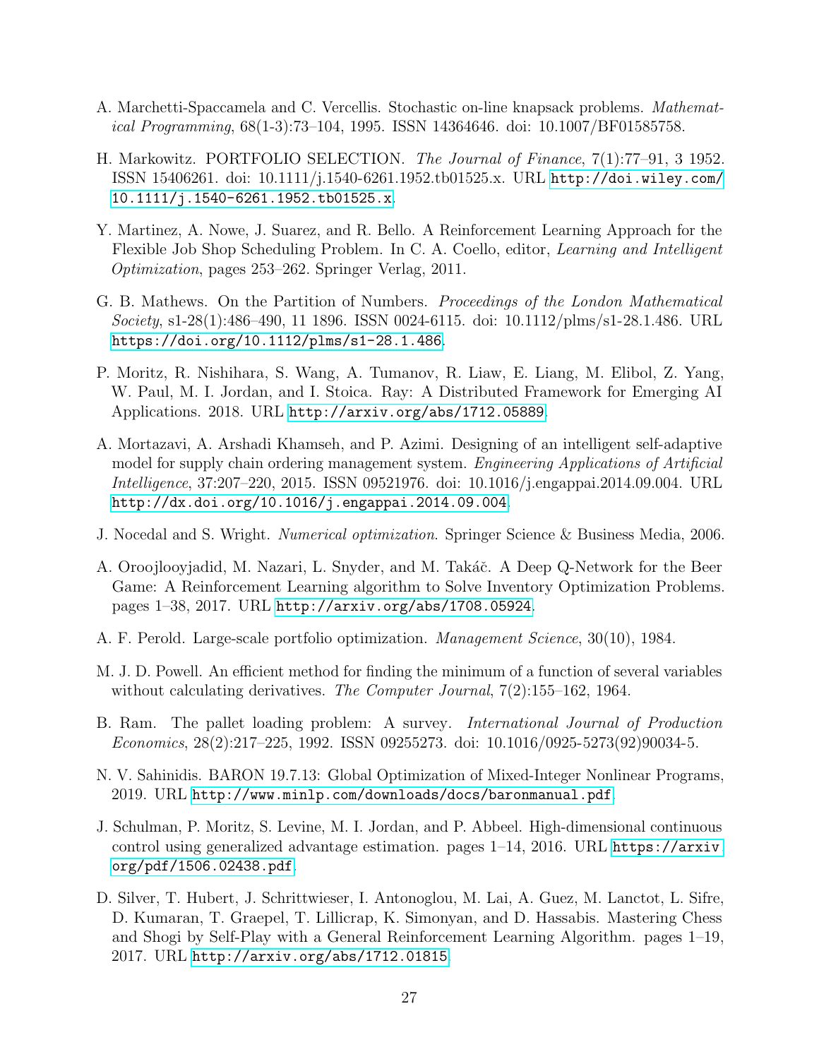A. Marchetti-Spaccamela and C. Vercellis. Stochastic on-line knapsack problems. *Mathematical Programming*, 68(1-3):73–104, 1995. ISSN 14364646. doi: 10.1007/BF01585758.

H. Markowitz. PORTFOLIO SELECTION. *The Journal of Finance*, 7(1):77–91, 3 1952. ISSN 15406261. doi: 10.1111/j.1540-6261.1952.tb01525.x. URL http://doi.wiley.com/10.1111/j.1540-6261.1952.tb01525.x.

Y. Martinez, A. Nowe, J. Suarez, and R. Bello. A Reinforcement Learning Approach for the Flexible Job Shop Scheduling Problem. In C. A. Coello, editor, *Learning and Intelligent Optimization*, pages 253–262. Springer Verlag, 2011.

G. B. Mathews. On the Partition of Numbers. *Proceedings of the London Mathematical Society*, s1-28(1):486–490, 11 1896. ISSN 0024-6115. doi: 10.1112/plms/s1-28.1.486. URL https://doi.org/10.1112/plms/s1-28.1.486.

P. Moritz, R. Nishihara, S. Wang, A. Tumanov, R. Liaw, E. Liang, M. Elibol, Z. Yang, W. Paul, M. I. Jordan, and I. Stoica. Ray: A Distributed Framework for Emerging AI Applications. 2018. URL http://arxiv.org/abs/1712.05889.

A. Mortazavi, A. Arshadi Khamseh, and P. Azimi. Designing of an intelligent self-adaptive model for supply chain ordering management system. *Engineering Applications of Artificial Intelligence*, 37:207–220, 2015. ISSN 09521976. doi: 10.1016/j.engappai.2014.09.004. URL http://dx.doi.org/10.1016/j.engappai.2014.09.004.

J. Nocedal and S. Wright. *Numerical optimization*. Springer Science & Business Media, 2006.

A. Oroojlooyjadid, M. Nazari, L. Snyder, and M. Takáč. A Deep Q-Network for the Beer Game: A Reinforcement Learning algorithm to Solve Inventory Optimization Problems. pages 1–38, 2017. URL http://arxiv.org/abs/1708.05924.

A. F. Perold. Large-scale portfolio optimization. *Management Science*, 30(10), 1984.

M. J. D. Powell. An efficient method for finding the minimum of a function of several variables without calculating derivatives. *The Computer Journal*, 7(2):155–162, 1964.

B. Ram. The pallet loading problem: A survey. *International Journal of Production Economics*, 28(2):217–225, 1992. ISSN 09255273. doi: 10.1016/0925-5273(92)90034-5.

N. V. Sahinidis. BARON 19.7.13: Global Optimization of Mixed-Integer Nonlinear Programs, 2019. URL http://www.minlp.com/downloads/docs/baronmanual.pdf.

J. Schulman, P. Moritz, S. Levine, M. I. Jordan, and P. Abbeel. High-dimensional continuous control using generalized advantage estimation. pages 1–14, 2016. URL https://arxiv.org/pdf/1506.02438.pdf.

D. Silver, T. Hubert, J. Schrittwieser, I. Antonoglou, M. Lai, A. Guez, M. Lanctot, L. Sifre, D. Kumaran, T. Graepel, T. Lillicrap, K. Simonyan, and D. Hassabis. Mastering Chess and Shogi by Self-Play with a General Reinforcement Learning Algorithm. pages 1–19, 2017. URL http://arxiv.org/abs/1712.01815.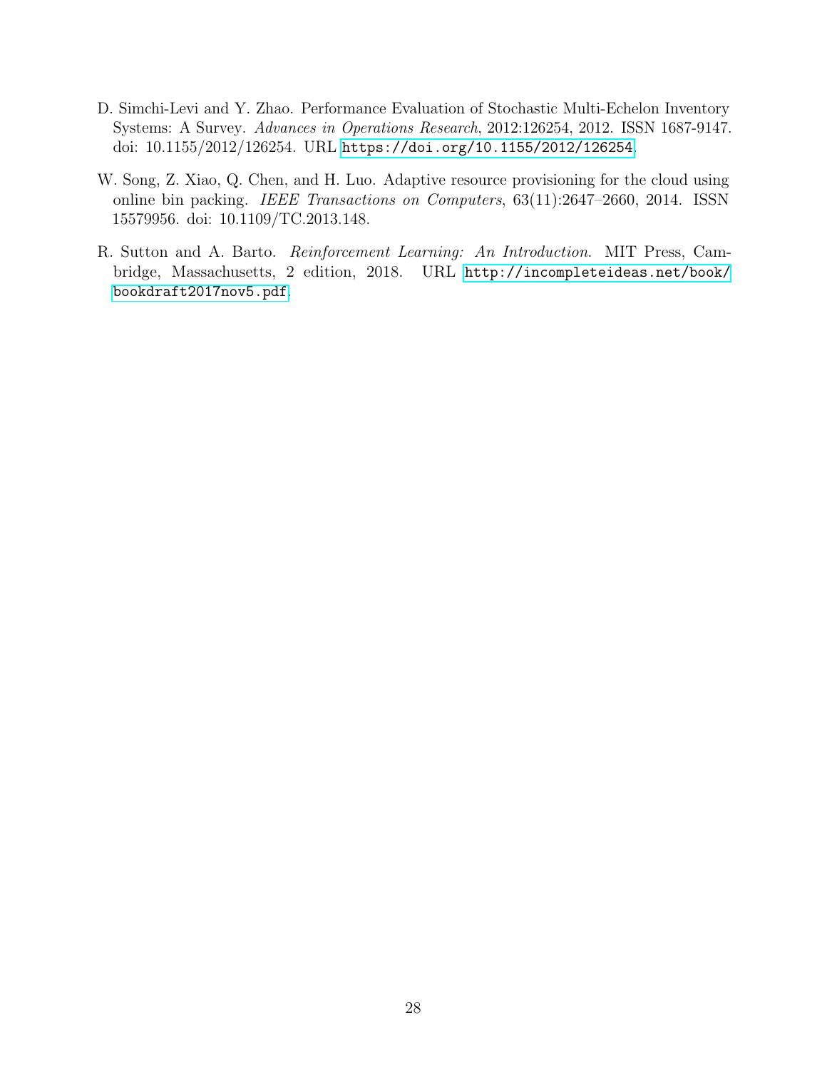D. Simchi-Levi and Y. Zhao. Performance Evaluation of Stochastic Multi-Echelon Inventory Systems: A Survey. *Advances in Operations Research*, 2012:126254, 2012. ISSN 1687-9147. doi: 10.1155/2012/126254. URL https://doi.org/10.1155/2012/126254.

W. Song, Z. Xiao, Q. Chen, and H. Luo. Adaptive resource provisioning for the cloud using online bin packing. *IEEE Transactions on Computers*, 63(11):2647–2660, 2014. ISSN 15579956. doi: 10.1109/TC.2013.148.

R. Sutton and A. Barto. *Reinforcement Learning: An Introduction*. MIT Press, Cambridge, Massachusetts, 2 edition, 2018. URL http://incompleteideas.net/book/bookdraft2017nov5.pdf.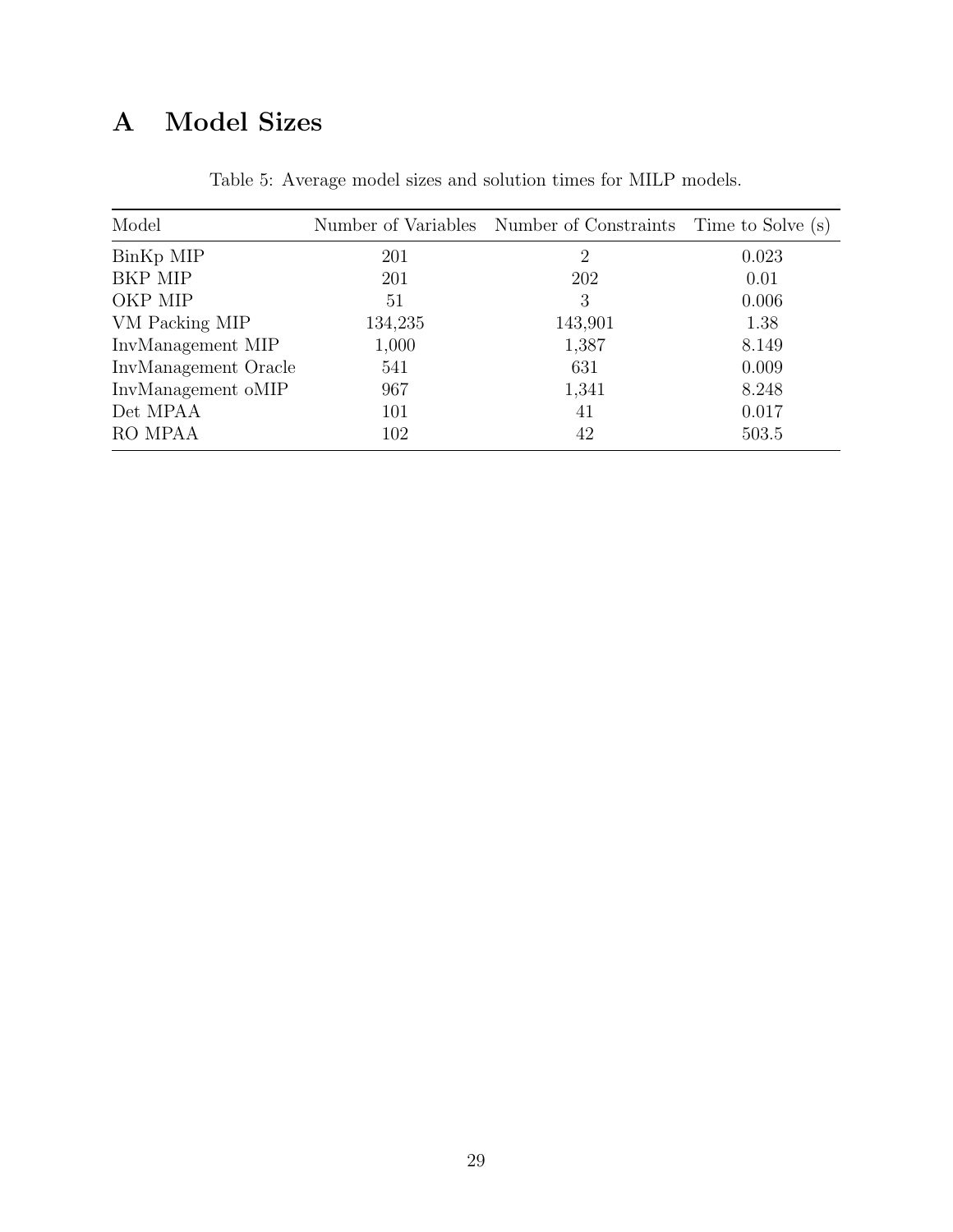# A Model Sizes

Table 5: Average model sizes and solution times for MILP models.

| Model | Number of Variables | Number of Constraints | Time to Solve (s) |
|---|---|---|---|
| BinKp MIP | 201 | 2 | 0.023 |
| BKP MIP | 201 | 202 | 0.01 |
| OKP MIP | 51 | 3 | 0.006 |
| VM Packing MIP | 134,235 | 143,901 | 1.38 |
| InvManagement MIP | 1,000 | 1,387 | 8.149 |
| InvManagement Oracle | 541 | 631 | 0.009 |
| InvManagement oMIP | 967 | 1,341 | 8.248 |
| Det MPAA | 101 | 41 | 0.017 |
| RO MPAA | 102 | 42 | 503.5 |